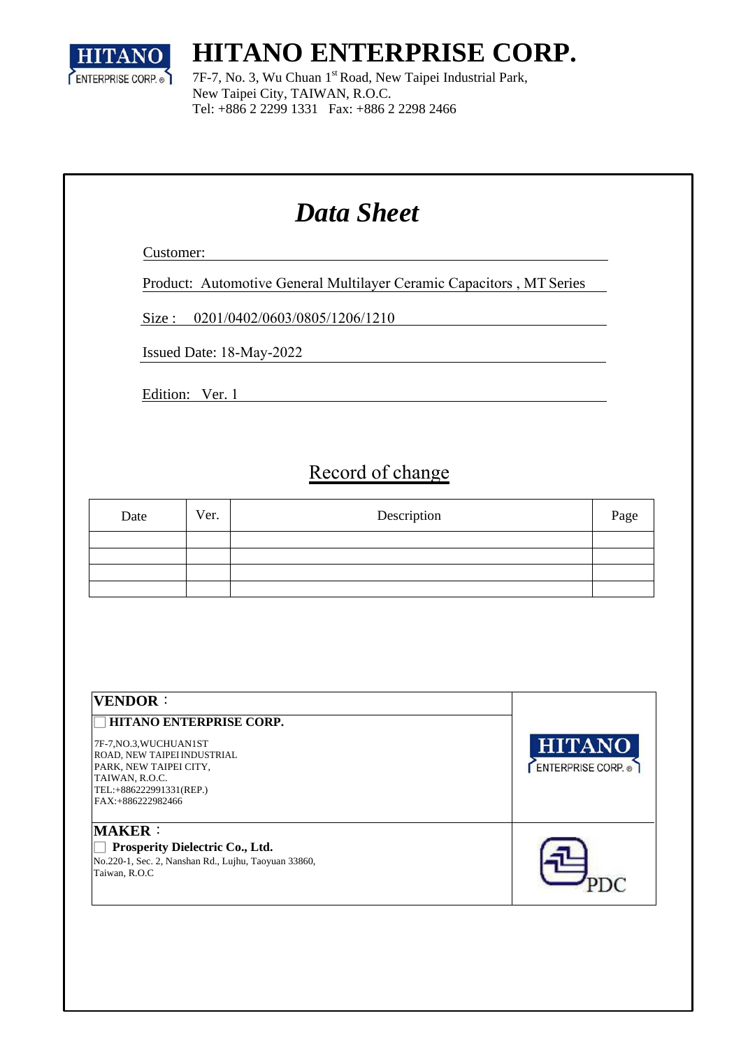# HITANO ENTERPRISE CORP.

7F-7, No. 3, Wu Chuan 1st Road, New Taipei Industrial Park,
New Taipei City, TAIWAN, R.O.C.
Tel: +886 2 2299 1331 Fax: +886 2 2298 2466

# *Data Sheet*

Customer:

Product: Automotive General Multilayer Ceramic Capacitors , MT Series

Size : 0201/0402/0603/0805/1206/1210

Issued Date: 18-May-2022

Edition: Ver. 1

## Record of change

| Date | Ver. | Description | Page |
|---|---|---|---|
| | | | |
| | | | |
| | | | |
| | | | |

| VENDOR： | |
|---|---|
| ☐ **HITANO ENTERPRISE CORP.**<br>7F-7,NO.3,WUCHUAN1ST ROAD, NEW TAIPEI INDUSTRIAL PARK, NEW TAIPEI CITY, TAIWAN, R.O.C.<br>TEL:+886222991331(REP.)<br>FAX:+886222982466 | HITANO ENTERPRISE CORP. |
| **MAKER：**<br>☐ **Prosperity Dielectric Co., Ltd.**<br>No.220-1, Sec. 2, Nanshan Rd., Lujhu, Taoyuan 33860, Taiwan, R.O.C | PDC |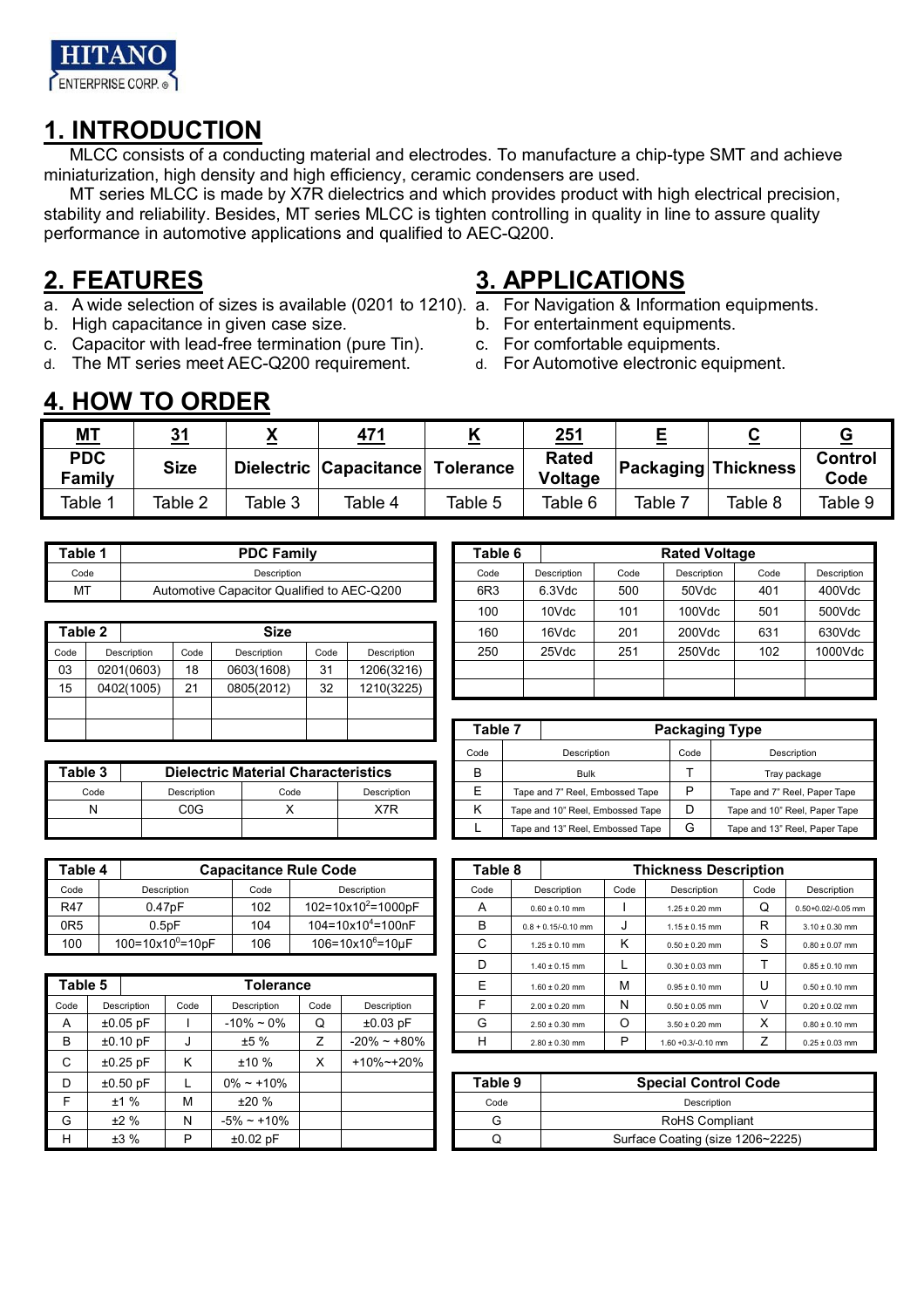HITANO
ENTERPRISE CORP.

# 1. INTRODUCTION

MLCC consists of a conducting material and electrodes. To manufacture a chip-type SMT and achieve miniaturization, high density and high efficiency, ceramic condensers are used.

MT series MLCC is made by X7R dielectrics and which provides product with high electrical precision, stability and reliability. Besides, MT series MLCC is tighten controlling in quality in line to assure quality performance in automotive applications and qualified to AEC-Q200.

# 2. FEATURES

a. A wide selection of sizes is available (0201 to 1210).
b. High capacitance in given case size.
c. Capacitor with lead-free termination (pure Tin).
d. The MT series meet AEC-Q200 requirement.

# 3. APPLICATIONS

a. For Navigation & Information equipments.
b. For entertainment equipments.
c. For comfortable equipments.
d. For Automotive electronic equipment.

# 4. HOW TO ORDER

| MT | 31 | X | 471 | K | 251 | E | C | G |
|---|---|---|---|---|---|---|---|---|
| PDC Family | Size | Dielectric | Capacitance | Tolerance | Rated Voltage | Packaging | Thickness | Control Code |
| Table 1 | Table 2 | Table 3 | Table 4 | Table 5 | Table 6 | Table 7 | Table 8 | Table 9 |

| Table 1 | PDC Family |
|---|---|
| Code | Description |
| MT | Automotive Capacitor Qualified to AEC-Q200 |

| Table 2 | Size | | | | |
|---|---|---|---|---|---|
| Code | Description | Code | Description | Code | Description |
| 03 | 0201(0603) | 18 | 0603(1608) | 31 | 1206(3216) |
| 15 | 0402(1005) | 21 | 0805(2012) | 32 | 1210(3225) |

| Table 3 | Dielectric Material Characteristics | | |
|---|---|---|---|
| Code | Description | Code | Description |
| N | C0G | X | X7R |

| Table 4 | Capacitance Rule Code | | |
|---|---|---|---|
| Code | Description | Code | Description |
| R47 | 0.47pF | 102 | $102=10x10^2=1000pF$ |
| 0R5 | 0.5pF | 104 | $104=10x10^4=100nF$ |
| 100 | $100=10x10^0=10pF$ | 106 | $106=10x10^6=10\mu F$ |

| Table 5 | Tolerance | | | | |
|---|---|---|---|---|---|
| Code | Description | Code | Description | Code | Description |
| A | ±0.05 pF | I | -10% ~ 0% | Q | ±0.03 pF |
| B | ±0.10 pF | J | ±5 % | Z | -20% ~ +80% |
| C | ±0.25 pF | K | ±10 % | X | +10%~+20% |
| D | ±0.50 pF | L | 0% ~ +10% | | |
| F | ±1 % | M | ±20 % | | |
| G | ±2 % | N | -5% ~ +10% | | |
| H | ±3 % | P | ±0.02 pF | | |

| Table 6 | Rated Voltage | | | | |
|---|---|---|---|---|---|
| Code | Description | Code | Description | Code | Description |
| 6R3 | 6.3Vdc | 500 | 50Vdc | 401 | 400Vdc |
| 100 | 10Vdc | 101 | 100Vdc | 501 | 500Vdc |
| 160 | 16Vdc | 201 | 200Vdc | 631 | 630Vdc |
| 250 | 25Vdc | 251 | 250Vdc | 102 | 1000Vdc |

| Table 7 | Packaging Type | | |
|---|---|---|---|
| Code | Description | Code | Description |
| B | Bulk | T | Tray package |
| E | Tape and 7" Reel, Embossed Tape | P | Tape and 7" Reel, Paper Tape |
| K | Tape and 10" Reel, Embossed Tape | D | Tape and 10" Reel, Paper Tape |
| L | Tape and 13" Reel, Embossed Tape | G | Tape and 13" Reel, Paper Tape |

| Table 8 | Thickness Description | | | | |
|---|---|---|---|---|---|
| Code | Description | Code | Description | Code | Description |
| A | 0.60 ± 0.10 mm | I | 1.25 ± 0.20 mm | Q | 0.50+0.02/-0.05 mm |
| B | 0.8 + 0.15/-0.10 mm | J | 1.15 ± 0.15 mm | R | 3.10 ± 0.30 mm |
| C | 1.25 ± 0.10 mm | K | 0.50 ± 0.20 mm | S | 0.80 ± 0.07 mm |
| D | 1.40 ± 0.15 mm | L | 0.30 ± 0.03 mm | T | 0.85 ± 0.10 mm |
| E | 1.60 ± 0.20 mm | M | 0.95 ± 0.10 mm | U | 0.50 ± 0.10 mm |
| F | 2.00 ± 0.20 mm | N | 0.50 ± 0.05 mm | V | 0.20 ± 0.02 mm |
| G | 2.50 ± 0.30 mm | O | 3.50 ± 0.20 mm | X | 0.80 ± 0.10 mm |
| H | 2.80 ± 0.30 mm | P | 1.60 +0.3/-0.10 mm | Z | 0.25 ± 0.03 mm |

| Table 9 | Special Control Code |
|---|---|
| Code | Description |
| G | RoHS Compliant |
| Q | Surface Coating (size 1206~2225) |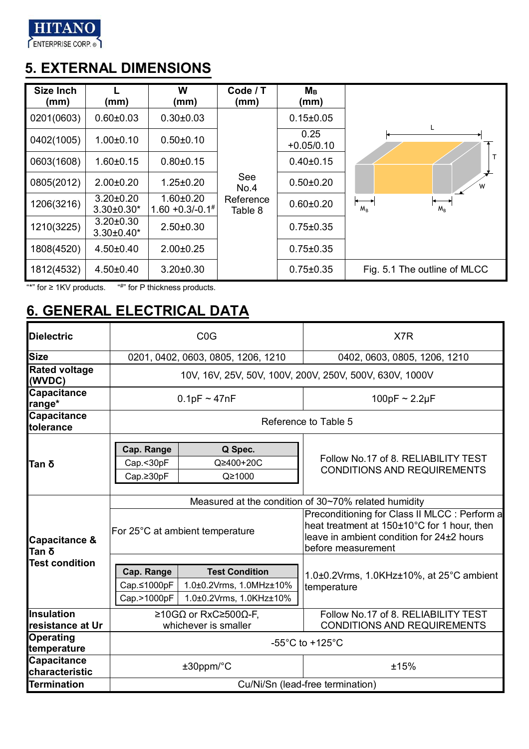## 5. EXTERNAL DIMENSIONS

| Size Inch (mm) | L (mm) | W (mm) | Code / T (mm) | $M_B$ (mm) |
|---|---|---|---|---|
| 0201(0603) | 0.60±0.03 | 0.30±0.03 | See No.4 Reference Table 8 | 0.15±0.05 |
| 0402(1005) | 1.00±0.10 | 0.50±0.10 | | 0.25 +0.05/0.10 |
| 0603(1608) | 1.60±0.15 | 0.80±0.15 | | 0.40±0.15 |
| 0805(2012) | 2.00±0.20 | 1.25±0.20 | | 0.50±0.20 |
| 1206(3216) | 3.20±0.20<br>3.30±0.30* | 1.60±0.20<br>1.60 +0.3/-0.1# | | 0.60±0.20 |
| 1210(3225) | 3.20±0.30<br>3.30±0.40* | 2.50±0.30 | | 0.75±0.35 |
| 1808(4520) | 4.50±0.40 | 2.00±0.25 | | 0.75±0.35 |
| 1812(4532) | 4.50±0.40 | 3.20±0.30 | | 0.75±0.35 |

Fig. 5.1 The outline of MLCC

"*" for ≥ 1KV products. "#" for P thickness products.

## 6. GENERAL ELECTRICAL DATA

| Dielectric | C0G | X7R |
|---|---|---|
| Size | 0201, 0402, 0603, 0805, 1206, 1210 | 0402, 0603, 0805, 1206, 1210 |
| Rated voltage (WVDC) | 10V, 16V, 25V, 50V, 100V, 200V, 250V, 500V, 630V, 1000V | |
| Capacitance range* | 0.1pF ~ 47nF | 100pF ~ 2.2µF |
| Capacitance tolerance | Reference to Table 5 | |
| Tan δ | Cap. Range / Q Spec.:<br>Cap.<30pF: Q≥400+20C<br>Cap.≥30pF: Q≥1000 | Follow No.17 of 8. RELIABILITY TEST CONDITIONS AND REQUIREMENTS |
| Capacitance & Tan δ Test condition | Measured at the condition of 30~70% related humidity | |
| | For 25°C at ambient temperature | Preconditioning for Class II MLCC : Perform a heat treatment at 150±10°C for 1 hour, then leave in ambient condition for 24±2 hours before measurement |
| | Cap. Range / Test Condition:<br>Cap.≤1000pF: 1.0±0.2Vrms, 1.0MHz±10%<br>Cap.>1000pF: 1.0±0.2Vrms, 1.0KHz±10% | 1.0±0.2Vrms, 1.0KHz±10%, at 25°C ambient temperature |
| Insulation resistance at Ur | ≥10GΩ or RxC≥500Ω-F, whichever is smaller | Follow No.17 of 8. RELIABILITY TEST CONDITIONS AND REQUIREMENTS |
| Operating temperature | -55°C to +125°C | |
| Capacitance characteristic | ±30ppm/°C | ±15% |
| Termination | Cu/Ni/Sn (lead-free termination) | |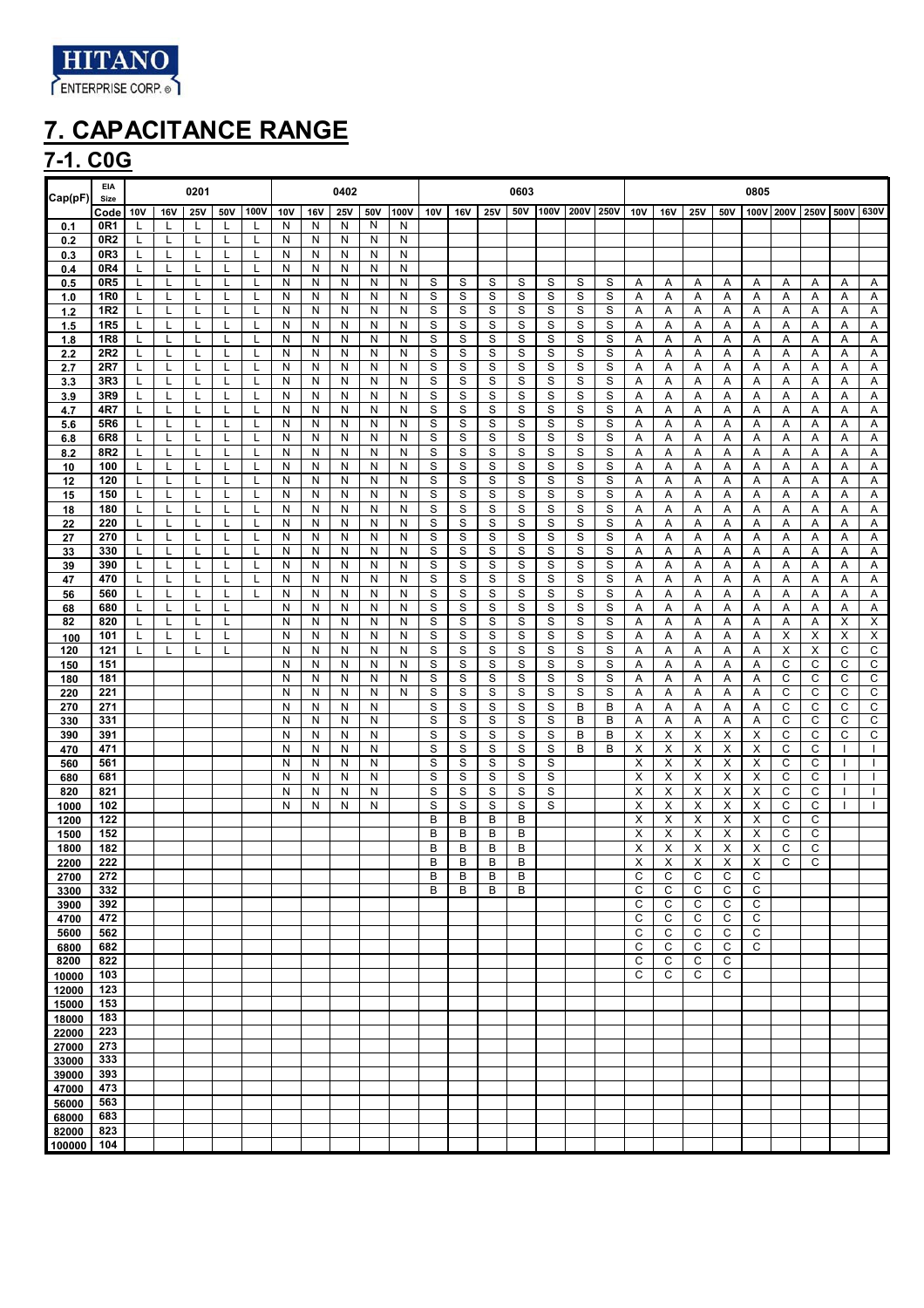# 7. CAPACITANCE RANGE

## 7-1. C0G

| Cap(pF) | EIA Size | 0201 | | | | | 0402 | | | | | 0603 | | | | | | | 0805 | | | | | | | | |
|---|---|---|---|---|---|---|---|---|---|---|---|---|---|---|---|---|---|---|---|---|---|---|---|---|---|---|---|
| | Code | 10V | 16V | 25V | 50V | 100V | 10V | 16V | 25V | 50V | 100V | 10V | 16V | 25V | 50V | 100V | 200V | 250V | 10V | 16V | 25V | 50V | 100V | 200V | 250V | 500V | 630V |
| 0.1 | 0R1 | L | L | L | L | L | N | N | N | N | N | | | | | | | | | | | | | | | | |
| 0.2 | 0R2 | L | L | L | L | L | N | N | N | N | N | | | | | | | | | | | | | | | | |
| 0.3 | 0R3 | L | L | L | L | L | N | N | N | N | N | | | | | | | | | | | | | | | | |
| 0.4 | 0R4 | L | L | L | L | L | N | N | N | N | N | | | | | | | | | | | | | | | | |
| 0.5 | 0R5 | L | L | L | L | L | N | N | N | N | N | S | S | S | S | S | S | S | A | A | A | A | A | A | A | A | A |
| 1.0 | 1R0 | L | L | L | L | L | N | N | N | N | N | S | S | S | S | S | S | S | A | A | A | A | A | A | A | A | A |
| 1.2 | 1R2 | L | L | L | L | L | N | N | N | N | N | S | S | S | S | S | S | S | A | A | A | A | A | A | A | A | A |
| 1.5 | 1R5 | L | L | L | L | L | N | N | N | N | N | S | S | S | S | S | S | S | A | A | A | A | A | A | A | A | A |
| 1.8 | 1R8 | L | L | L | L | L | N | N | N | N | N | S | S | S | S | S | S | S | A | A | A | A | A | A | A | A | A |
| 2.2 | 2R2 | L | L | L | L | L | N | N | N | N | N | S | S | S | S | S | S | S | A | A | A | A | A | A | A | A | A |
| 2.7 | 2R7 | L | L | L | L | L | N | N | N | N | N | S | S | S | S | S | S | S | A | A | A | A | A | A | A | A | A |
| 3.3 | 3R3 | L | L | L | L | L | N | N | N | N | N | S | S | S | S | S | S | S | A | A | A | A | A | A | A | A | A |
| 3.9 | 3R9 | L | L | L | L | L | N | N | N | N | N | S | S | S | S | S | S | S | A | A | A | A | A | A | A | A | A |
| 4.7 | 4R7 | L | L | L | L | L | N | N | N | N | N | S | S | S | S | S | S | S | A | A | A | A | A | A | A | A | A |
| 5.6 | 5R6 | L | L | L | L | L | N | N | N | N | N | S | S | S | S | S | S | S | A | A | A | A | A | A | A | A | A |
| 6.8 | 6R8 | L | L | L | L | L | N | N | N | N | N | S | S | S | S | S | S | S | A | A | A | A | A | A | A | A | A |
| 8.2 | 8R2 | L | L | L | L | L | N | N | N | N | N | S | S | S | S | S | S | S | A | A | A | A | A | A | A | A | A |
| 10 | 100 | L | L | L | L | L | N | N | N | N | N | S | S | S | S | S | S | S | A | A | A | A | A | A | A | A | A |
| 12 | 120 | L | L | L | L | L | N | N | N | N | N | S | S | S | S | S | S | S | A | A | A | A | A | A | A | A | A |
| 15 | 150 | L | L | L | L | L | N | N | N | N | N | S | S | S | S | S | S | S | A | A | A | A | A | A | A | A | A |
| 18 | 180 | L | L | L | L | L | N | N | N | N | N | S | S | S | S | S | S | S | A | A | A | A | A | A | A | A | A |
| 22 | 220 | L | L | L | L | L | N | N | N | N | N | S | S | S | S | S | S | S | A | A | A | A | A | A | A | A | A |
| 27 | 270 | L | L | L | L | L | N | N | N | N | N | S | S | S | S | S | S | S | A | A | A | A | A | A | A | A | A |
| 33 | 330 | L | L | L | L | L | N | N | N | N | N | S | S | S | S | S | S | S | A | A | A | A | A | A | A | A | A |
| 39 | 390 | L | L | L | L | L | N | N | N | N | N | S | S | S | S | S | S | S | A | A | A | A | A | A | A | A | A |
| 47 | 470 | L | L | L | L | L | N | N | N | N | N | S | S | S | S | S | S | S | A | A | A | A | A | A | A | A | A |
| 56 | 560 | L | L | L | L | L | N | N | N | N | N | S | S | S | S | S | S | S | A | A | A | A | A | A | A | A | A |
| 68 | 680 | L | L | L | L | | N | N | N | N | N | S | S | S | S | S | S | S | A | A | A | A | A | A | A | A | A |
| 82 | 820 | L | L | L | L | | N | N | N | N | N | S | S | S | S | S | S | S | A | A | A | A | A | A | A | X | X |
| 100 | 101 | L | L | L | L | | N | N | N | N | N | S | S | S | S | S | S | S | A | A | A | A | A | X | X | X | X |
| 120 | 121 | L | L | L | L | | N | N | N | N | N | S | S | S | S | S | S | S | A | A | A | A | A | X | X | C | C |
| 150 | 151 | | | | | | N | N | N | N | N | S | S | S | S | S | S | S | A | A | A | A | A | C | C | C | C |
| 180 | 181 | | | | | | N | N | N | N | N | S | S | S | S | S | S | S | A | A | A | A | A | C | C | C | C |
| 220 | 221 | | | | | | N | N | N | N | N | S | S | S | S | S | S | S | A | A | A | A | A | C | C | C | C |
| 270 | 271 | | | | | | N | N | N | N | | S | S | S | S | S | B | B | A | A | A | A | A | C | C | C | C |
| 330 | 331 | | | | | | N | N | N | N | | S | S | S | S | S | B | B | A | A | A | A | A | C | C | C | C |
| 390 | 391 | | | | | | N | N | N | N | | S | S | S | S | S | B | B | X | X | X | X | X | C | C | C | C |
| 470 | 471 | | | | | | N | N | N | N | | S | S | S | S | S | B | B | X | X | X | X | X | C | C | I | I |
| 560 | 561 | | | | | | N | N | N | N | | S | S | S | S | S | | | X | X | X | X | X | C | C | I | I |
| 680 | 681 | | | | | | N | N | N | N | | S | S | S | S | S | | | X | X | X | X | X | C | C | I | I |
| 820 | 821 | | | | | | N | N | N | N | | S | S | S | S | S | | | X | X | X | X | X | C | C | I | I |
| 1000 | 102 | | | | | | N | N | N | N | | S | S | S | S | S | | | X | X | X | X | X | C | C | I | I |
| 1200 | 122 | | | | | | | | | | | B | B | B | B | | | | X | X | X | X | X | C | C | | |
| 1500 | 152 | | | | | | | | | | | B | B | B | B | | | | X | X | X | X | X | C | C | | |
| 1800 | 182 | | | | | | | | | | | B | B | B | B | | | | X | X | X | X | X | C | C | | |
| 2200 | 222 | | | | | | | | | | | B | B | B | B | | | | X | X | X | X | X | C | C | | |
| 2700 | 272 | | | | | | | | | | | B | B | B | B | | | | C | C | C | C | C | | | | |
| 3300 | 332 | | | | | | | | | | | B | B | B | B | | | | C | C | C | C | C | | | | |
| 3900 | 392 | | | | | | | | | | | | | | | | | | C | C | C | C | C | | | | |
| 4700 | 472 | | | | | | | | | | | | | | | | | | C | C | C | C | C | | | | |
| 5600 | 562 | | | | | | | | | | | | | | | | | | C | C | C | C | C | | | | |
| 6800 | 682 | | | | | | | | | | | | | | | | | | C | C | C | C | C | | | | |
| 8200 | 822 | | | | | | | | | | | | | | | | | | C | C | C | C | | | | | |
| 10000 | 103 | | | | | | | | | | | | | | | | | | C | C | C | C | | | | | |
| 12000 | 123 | | | | | | | | | | | | | | | | | | | | | | | | | | |
| 15000 | 153 | | | | | | | | | | | | | | | | | | | | | | | | | | |
| 18000 | 183 | | | | | | | | | | | | | | | | | | | | | | | | | | |
| 22000 | 223 | | | | | | | | | | | | | | | | | | | | | | | | | | |
| 27000 | 273 | | | | | | | | | | | | | | | | | | | | | | | | | | |
| 33000 | 333 | | | | | | | | | | | | | | | | | | | | | | | | | | |
| 39000 | 393 | | | | | | | | | | | | | | | | | | | | | | | | | | |
| 47000 | 473 | | | | | | | | | | | | | | | | | | | | | | | | | | |
| 56000 | 563 | | | | | | | | | | | | | | | | | | | | | | | | | | |
| 68000 | 683 | | | | | | | | | | | | | | | | | | | | | | | | | | |
| 82000 | 823 | | | | | | | | | | | | | | | | | | | | | | | | | | |
| 100000 | 104 | | | | | | | | | | | | | | | | | | | | | | | | | | |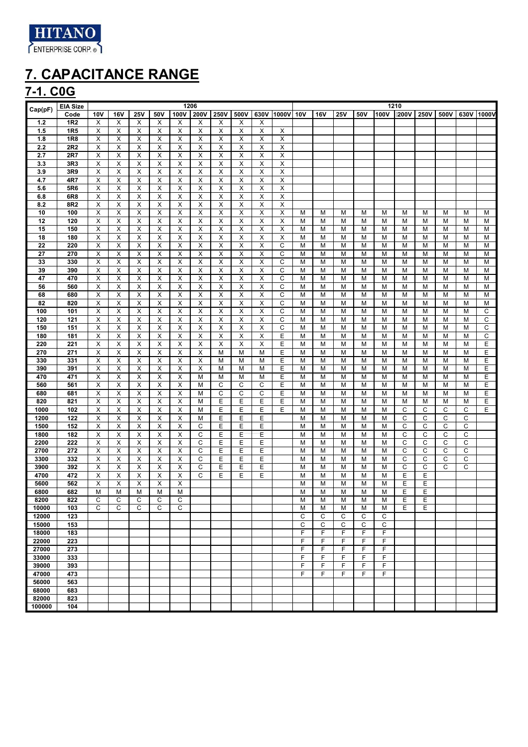# 7. CAPACITANCE RANGE

## 7-1. C0G

| Cap(pF) | EIA Size | 1206 | | | | | | | | | | 1210 | | | | | | | | | |
|---|---|---|---|---|---|---|---|---|---|---|---|---|---|---|---|---|---|---|---|---|---|
| | Code | 10V | 16V | 25V | 50V | 100V | 200V | 250V | 500V | 630V | 1000V | 10V | 16V | 25V | 50V | 100V | 200V | 250V | 500V | 630V | 1000V |
| 1.2 | 1R2 | X | X | X | X | X | X | X | X | X | | | | | | | | | | | |
| 1.5 | 1R5 | X | X | X | X | X | X | X | X | X | X | | | | | | | | | | |
| 1.8 | 1R8 | X | X | X | X | X | X | X | X | X | X | | | | | | | | | | |
| 2.2 | 2R2 | X | X | X | X | X | X | X | X | X | X | | | | | | | | | | |
| 2.7 | 2R7 | X | X | X | X | X | X | X | X | X | X | | | | | | | | | | |
| 3.3 | 3R3 | X | X | X | X | X | X | X | X | X | X | | | | | | | | | | |
| 3.9 | 3R9 | X | X | X | X | X | X | X | X | X | X | | | | | | | | | | |
| 4.7 | 4R7 | X | X | X | X | X | X | X | X | X | X | | | | | | | | | | |
| 5.6 | 5R6 | X | X | X | X | X | X | X | X | X | X | | | | | | | | | | |
| 6.8 | 6R8 | X | X | X | X | X | X | X | X | X | X | | | | | | | | | | |
| 8.2 | 8R2 | X | X | X | X | X | X | X | X | X | X | | | | | | | | | | |
| 10 | 100 | X | X | X | X | X | X | X | X | X | X | M | M | M | M | M | M | M | M | M | M |
| 12 | 120 | X | X | X | X | X | X | X | X | X | X | M | M | M | M | M | M | M | M | M | M |
| 15 | 150 | X | X | X | X | X | X | X | X | X | X | M | M | M | M | M | M | M | M | M | M |
| 18 | 180 | X | X | X | X | X | X | X | X | X | X | M | M | M | M | M | M | M | M | M | M |
| 22 | 220 | X | X | X | X | X | X | X | X | X | C | M | M | M | M | M | M | M | M | M | M |
| 27 | 270 | X | X | X | X | X | X | X | X | X | C | M | M | M | M | M | M | M | M | M | M |
| 33 | 330 | X | X | X | X | X | X | X | X | X | C | M | M | M | M | M | M | M | M | M | M |
| 39 | 390 | X | X | X | X | X | X | X | X | X | C | M | M | M | M | M | M | M | M | M | M |
| 47 | 470 | X | X | X | X | X | X | X | X | X | C | M | M | M | M | M | M | M | M | M | M |
| 56 | 560 | X | X | X | X | X | X | X | X | X | C | M | M | M | M | M | M | M | M | M | M |
| 68 | 680 | X | X | X | X | X | X | X | X | X | C | M | M | M | M | M | M | M | M | M | M |
| 82 | 820 | X | X | X | X | X | X | X | X | X | C | M | M | M | M | M | M | M | M | M | M |
| 100 | 101 | X | X | X | X | X | X | X | X | X | C | M | M | M | M | M | M | M | M | M | C |
| 120 | 121 | X | X | X | X | X | X | X | X | X | C | M | M | M | M | M | M | M | M | M | C |
| 150 | 151 | X | X | X | X | X | X | X | X | X | C | M | M | M | M | M | M | M | M | M | C |
| 180 | 181 | X | X | X | X | X | X | X | X | X | E | M | M | M | M | M | M | M | M | M | C |
| 220 | 221 | X | X | X | X | X | X | X | X | X | E | M | M | M | M | M | M | M | M | M | E |
| 270 | 271 | X | X | X | X | X | X | M | M | M | E | M | M | M | M | M | M | M | M | M | E |
| 330 | 331 | X | X | X | X | X | X | M | M | M | E | M | M | M | M | M | M | M | M | M | E |
| 390 | 391 | X | X | X | X | X | X | M | M | M | E | M | M | M | M | M | M | M | M | M | E |
| 470 | 471 | X | X | X | X | X | M | M | M | M | E | M | M | M | M | M | M | M | M | M | E |
| 560 | 561 | X | X | X | X | X | M | C | C | C | E | M | M | M | M | M | M | M | M | M | E |
| 680 | 681 | X | X | X | X | X | M | C | C | C | E | M | M | M | M | M | M | M | M | M | E |
| 820 | 821 | X | X | X | X | X | M | E | E | E | E | M | M | M | M | M | M | M | M | M | E |
| 1000 | 102 | X | X | X | X | X | M | E | E | E | E | M | M | M | M | M | C | C | C | C | E |
| 1200 | 122 | X | X | X | X | X | M | E | E | E | | M | M | M | M | M | C | C | C | C | |
| 1500 | 152 | X | X | X | X | X | C | E | E | E | | M | M | M | M | M | C | C | C | C | |
| 1800 | 182 | X | X | X | X | X | C | E | E | E | | M | M | M | M | M | C | C | C | C | |
| 2200 | 222 | X | X | X | X | X | C | E | E | E | | M | M | M | M | M | C | C | C | C | |
| 2700 | 272 | X | X | X | X | X | C | E | E | E | | M | M | M | M | M | C | C | C | C | |
| 3300 | 332 | X | X | X | X | X | C | E | E | E | | M | M | M | M | M | C | C | C | C | |
| 3900 | 392 | X | X | X | X | X | C | E | E | E | | M | M | M | M | M | C | C | C | C | |
| 4700 | 472 | X | X | X | X | X | C | E | E | E | | M | M | M | M | M | E | E | | | |
| 5600 | 562 | X | X | X | X | X | | | | | | M | M | M | M | M | E | E | | | |
| 6800 | 682 | M | M | M | M | M | | | | | | M | M | M | M | M | E | E | | | |
| 8200 | 822 | C | C | C | C | C | | | | | | M | M | M | M | M | E | E | | | |
| 10000 | 103 | C | C | C | C | C | | | | | | M | M | M | M | M | E | E | | | |
| 12000 | 123 | | | | | | | | | | | C | C | C | C | C | | | | | |
| 15000 | 153 | | | | | | | | | | | C | C | C | C | C | | | | | |
| 18000 | 183 | | | | | | | | | | | F | F | F | F | F | | | | | |
| 22000 | 223 | | | | | | | | | | | F | F | F | F | F | | | | | |
| 27000 | 273 | | | | | | | | | | | F | F | F | F | F | | | | | |
| 33000 | 333 | | | | | | | | | | | F | F | F | F | F | | | | | |
| 39000 | 393 | | | | | | | | | | | F | F | F | F | F | | | | | |
| 47000 | 473 | | | | | | | | | | | F | F | F | F | F | | | | | |
| 56000 | 563 | | | | | | | | | | | | | | | | | | | | |
| 68000 | 683 | | | | | | | | | | | | | | | | | | | | |
| 82000 | 823 | | | | | | | | | | | | | | | | | | | | |
| 100000 | 104 | | | | | | | | | | | | | | | | | | | | |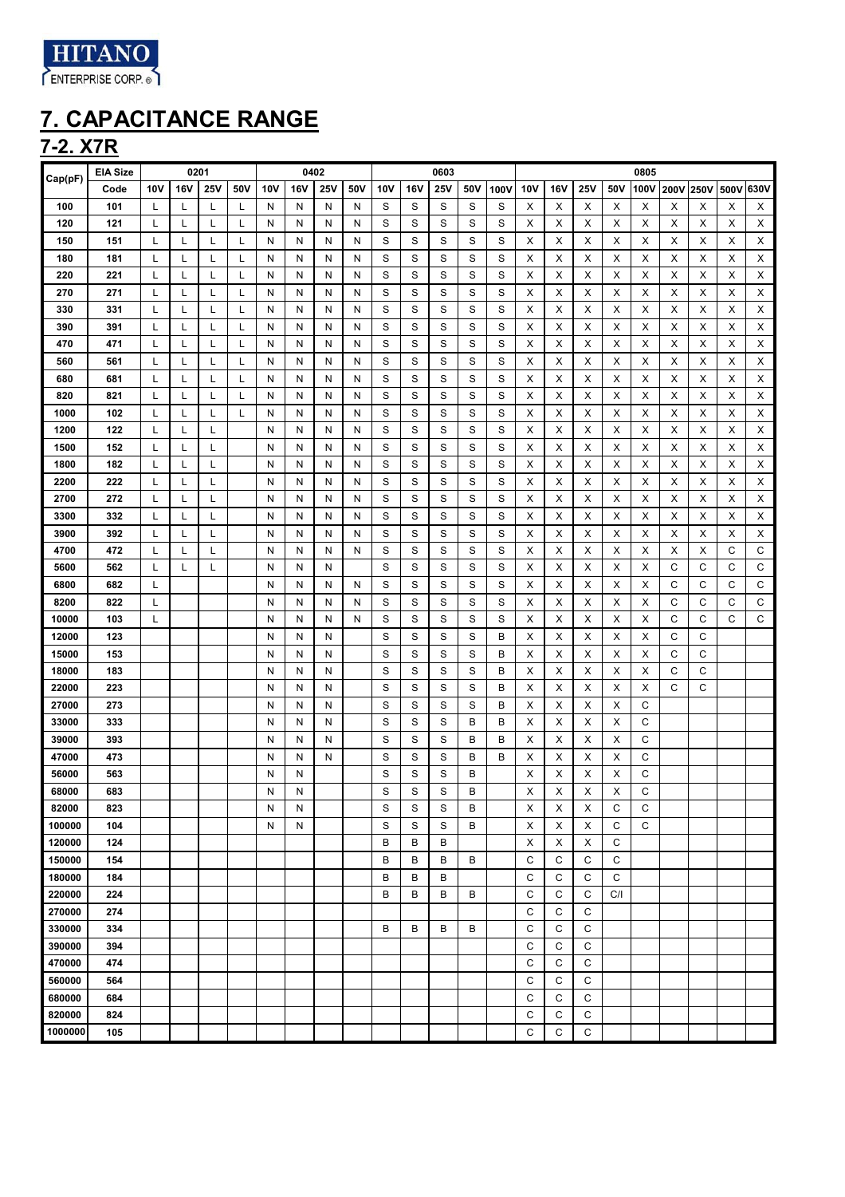# 7. CAPACITANCE RANGE

## 7-2. X7R

| Cap(pF) | EIA Size | 0201 | | | | 0402 | | | | 0603 | | | | | 0805 | | | | | | | | |
|---|---|---|---|---|---|---|---|---|---|---|---|---|---|---|---|---|---|---|---|---|---|---|---|
| | Code | 10V | 16V | 25V | 50V | 10V | 16V | 25V | 50V | 10V | 16V | 25V | 50V | 100V | 10V | 16V | 25V | 50V | 100V | 200V | 250V | 500V | 630V |
| 100 | 101 | L | L | L | L | N | N | N | N | S | S | S | S | S | X | X | X | X | X | X | X | X | X |
| 120 | 121 | L | L | L | L | N | N | N | N | S | S | S | S | S | X | X | X | X | X | X | X | X | X |
| 150 | 151 | L | L | L | L | N | N | N | N | S | S | S | S | S | X | X | X | X | X | X | X | X | X |
| 180 | 181 | L | L | L | L | N | N | N | N | S | S | S | S | S | X | X | X | X | X | X | X | X | X |
| 220 | 221 | L | L | L | L | N | N | N | N | S | S | S | S | S | X | X | X | X | X | X | X | X | X |
| 270 | 271 | L | L | L | L | N | N | N | N | S | S | S | S | S | X | X | X | X | X | X | X | X | X |
| 330 | 331 | L | L | L | L | N | N | N | N | S | S | S | S | S | X | X | X | X | X | X | X | X | X |
| 390 | 391 | L | L | L | L | N | N | N | N | S | S | S | S | S | X | X | X | X | X | X | X | X | X |
| 470 | 471 | L | L | L | L | N | N | N | N | S | S | S | S | S | X | X | X | X | X | X | X | X | X |
| 560 | 561 | L | L | L | L | N | N | N | N | S | S | S | S | S | X | X | X | X | X | X | X | X | X |
| 680 | 681 | L | L | L | L | N | N | N | N | S | S | S | S | S | X | X | X | X | X | X | X | X | X |
| 820 | 821 | L | L | L | L | N | N | N | N | S | S | S | S | S | X | X | X | X | X | X | X | X | X |
| 1000 | 102 | L | L | L | L | N | N | N | N | S | S | S | S | S | X | X | X | X | X | X | X | X | X |
| 1200 | 122 | L | L | L | | N | N | N | N | S | S | S | S | S | X | X | X | X | X | X | X | X | X |
| 1500 | 152 | L | L | L | | N | N | N | N | S | S | S | S | S | X | X | X | X | X | X | X | X | X |
| 1800 | 182 | L | L | L | | N | N | N | N | S | S | S | S | S | X | X | X | X | X | X | X | X | X |
| 2200 | 222 | L | L | L | | N | N | N | N | S | S | S | S | S | X | X | X | X | X | X | X | X | X |
| 2700 | 272 | L | L | L | | N | N | N | N | S | S | S | S | S | X | X | X | X | X | X | X | X | X |
| 3300 | 332 | L | L | L | | N | N | N | N | S | S | S | S | S | X | X | X | X | X | X | X | X | X |
| 3900 | 392 | L | L | L | | N | N | N | N | S | S | S | S | S | X | X | X | X | X | X | X | X | X |
| 4700 | 472 | L | L | L | | N | N | N | N | S | S | S | S | S | X | X | X | X | X | X | X | C | C |
| 5600 | 562 | L | L | L | | N | N | N | | S | S | S | S | S | X | X | X | X | X | C | C | C | C |
| 6800 | 682 | L | | | | N | N | N | N | S | S | S | S | S | X | X | X | X | X | C | C | C | C |
| 8200 | 822 | L | | | | N | N | N | N | S | S | S | S | S | X | X | X | X | X | C | C | C | C |
| 10000 | 103 | L | | | | N | N | N | N | S | S | S | S | S | X | X | X | X | X | C | C | C | C |
| 12000 | 123 | | | | | N | N | N | | S | S | S | S | B | X | X | X | X | X | C | C | | |
| 15000 | 153 | | | | | N | N | N | | S | S | S | S | B | X | X | X | X | X | C | C | | |
| 18000 | 183 | | | | | N | N | N | | S | S | S | S | B | X | X | X | X | X | C | C | | |
| 22000 | 223 | | | | | N | N | N | | S | S | S | S | B | X | X | X | X | X | C | C | | |
| 27000 | 273 | | | | | N | N | N | | S | S | S | S | B | X | X | X | X | C | | | | |
| 33000 | 333 | | | | | N | N | N | | S | S | S | B | B | X | X | X | X | C | | | | |
| 39000 | 393 | | | | | N | N | N | | S | S | S | B | B | X | X | X | X | C | | | | |
| 47000 | 473 | | | | | N | N | N | | S | S | S | B | B | X | X | X | X | C | | | | |
| 56000 | 563 | | | | | N | N | | | S | S | S | B | | X | X | X | X | C | | | | |
| 68000 | 683 | | | | | N | N | | | S | S | S | B | | X | X | X | X | C | | | | |
| 82000 | 823 | | | | | N | N | | | S | S | S | B | | X | X | X | C | C | | | | |
| 100000 | 104 | | | | | N | N | | | S | S | S | B | | X | X | X | C | C | | | | |
| 120000 | 124 | | | | | | | | | B | B | B | | | X | X | X | C | | | | | |
| 150000 | 154 | | | | | | | | | B | B | B | B | | C | C | C | C | | | | | |
| 180000 | 184 | | | | | | | | | B | B | B | | | C | C | C | C | | | | | |
| 220000 | 224 | | | | | | | | | B | B | B | B | | C | C | C | C/I | | | | | |
| 270000 | 274 | | | | | | | | | | | | | | C | C | C | | | | | | |
| 330000 | 334 | | | | | | | | | B | B | B | B | | C | C | C | | | | | | |
| 390000 | 394 | | | | | | | | | | | | | | C | C | C | | | | | | |
| 470000 | 474 | | | | | | | | | | | | | | C | C | C | | | | | | |
| 560000 | 564 | | | | | | | | | | | | | | C | C | C | | | | | | |
| 680000 | 684 | | | | | | | | | | | | | | C | C | C | | | | | | |
| 820000 | 824 | | | | | | | | | | | | | | C | C | C | | | | | | |
| 1000000 | 105 | | | | | | | | | | | | | | C | C | C | | | | | | |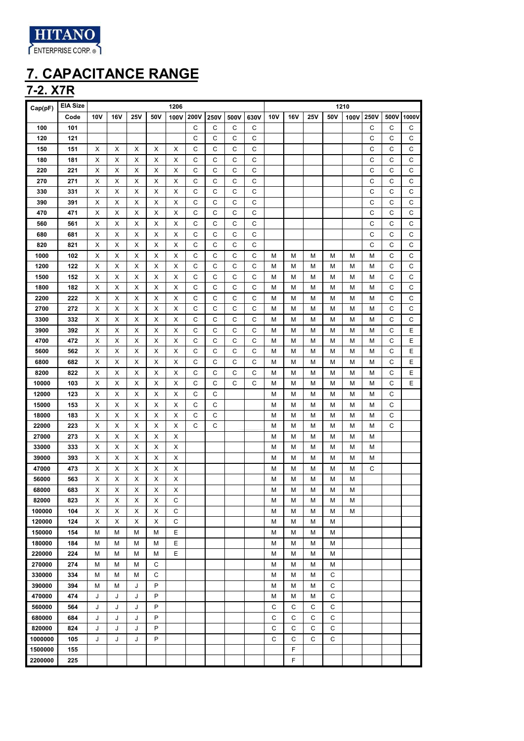# 7. CAPACITANCE RANGE

## 7-2. X7R

| Cap(pF) | EIA Size | 1206 | | | | | | | | | 1210 | | | | | | | |
|---|---|---|---|---|---|---|---|---|---|---|---|---|---|---|---|---|---|---|
| | Code | 10V | 16V | 25V | 50V | 100V | 200V | 250V | 500V | 630V | 10V | 16V | 25V | 50V | 100V | 250V | 500V | 1000V |
| 100 | 101 | | | | | | C | C | C | C | | | | | | C | C | C |
| 120 | 121 | | | | | | C | C | C | C | | | | | | C | C | C |
| 150 | 151 | X | X | X | X | X | C | C | C | C | | | | | | C | C | C |
| 180 | 181 | X | X | X | X | X | C | C | C | C | | | | | | C | C | C |
| 220 | 221 | X | X | X | X | X | C | C | C | C | | | | | | C | C | C |
| 270 | 271 | X | X | X | X | X | C | C | C | C | | | | | | C | C | C |
| 330 | 331 | X | X | X | X | X | C | C | C | C | | | | | | C | C | C |
| 390 | 391 | X | X | X | X | X | C | C | C | C | | | | | | C | C | C |
| 470 | 471 | X | X | X | X | X | C | C | C | C | | | | | | C | C | C |
| 560 | 561 | X | X | X | X | X | C | C | C | C | | | | | | C | C | C |
| 680 | 681 | X | X | X | X | X | C | C | C | C | | | | | | C | C | C |
| 820 | 821 | X | X | X | X | X | C | C | C | C | | | | | | C | C | C |
| 1000 | 102 | X | X | X | X | X | C | C | C | C | M | M | M | M | M | M | C | C |
| 1200 | 122 | X | X | X | X | X | C | C | C | C | M | M | M | M | M | M | C | C |
| 1500 | 152 | X | X | X | X | X | C | C | C | C | M | M | M | M | M | M | C | C |
| 1800 | 182 | X | X | X | X | X | C | C | C | C | M | M | M | M | M | M | C | C |
| 2200 | 222 | X | X | X | X | X | C | C | C | C | M | M | M | M | M | M | C | C |
| 2700 | 272 | X | X | X | X | X | C | C | C | C | M | M | M | M | M | M | C | C |
| 3300 | 332 | X | X | X | X | X | C | C | C | C | M | M | M | M | M | M | C | C |
| 3900 | 392 | X | X | X | X | X | C | C | C | C | M | M | M | M | M | M | C | E |
| 4700 | 472 | X | X | X | X | X | C | C | C | C | M | M | M | M | M | M | C | E |
| 5600 | 562 | X | X | X | X | X | C | C | C | C | M | M | M | M | M | M | C | E |
| 6800 | 682 | X | X | X | X | X | C | C | C | C | M | M | M | M | M | M | C | E |
| 8200 | 822 | X | X | X | X | X | C | C | C | C | M | M | M | M | M | M | C | E |
| 10000 | 103 | X | X | X | X | X | C | C | C | C | M | M | M | M | M | M | C | E |
| 12000 | 123 | X | X | X | X | X | C | C | | | M | M | M | M | M | M | C | |
| 15000 | 153 | X | X | X | X | X | C | C | | | M | M | M | M | M | M | C | |
| 18000 | 183 | X | X | X | X | X | C | C | | | M | M | M | M | M | M | C | |
| 22000 | 223 | X | X | X | X | X | C | C | | | M | M | M | M | M | M | C | |
| 27000 | 273 | X | X | X | X | X | | | | | M | M | M | M | M | M | | |
| 33000 | 333 | X | X | X | X | X | | | | | M | M | M | M | M | M | | |
| 39000 | 393 | X | X | X | X | X | | | | | M | M | M | M | M | M | | |
| 47000 | 473 | X | X | X | X | X | | | | | M | M | M | M | M | C | | |
| 56000 | 563 | X | X | X | X | X | | | | | M | M | M | M | M | | | |
| 68000 | 683 | X | X | X | X | X | | | | | M | M | M | M | M | | | |
| 82000 | 823 | X | X | X | X | C | | | | | M | M | M | M | M | | | |
| 100000 | 104 | X | X | X | X | C | | | | | M | M | M | M | M | | | |
| 120000 | 124 | X | X | X | X | C | | | | | M | M | M | M | | | | |
| 150000 | 154 | M | M | M | M | E | | | | | M | M | M | M | | | | |
| 180000 | 184 | M | M | M | M | E | | | | | M | M | M | M | | | | |
| 220000 | 224 | M | M | M | M | E | | | | | M | M | M | M | | | | |
| 270000 | 274 | M | M | M | C | | | | | | M | M | M | M | | | | |
| 330000 | 334 | M | M | M | C | | | | | | M | M | M | C | | | | |
| 390000 | 394 | M | M | J | P | | | | | | M | M | M | C | | | | |
| 470000 | 474 | J | J | J | P | | | | | | M | M | M | C | | | | |
| 560000 | 564 | J | J | J | P | | | | | | C | C | C | C | | | | |
| 680000 | 684 | J | J | J | P | | | | | | C | C | C | C | | | | |
| 820000 | 824 | J | J | J | P | | | | | | C | C | C | C | | | | |
| 1000000 | 105 | J | J | J | P | | | | | | C | C | C | C | | | | |
| 1500000 | 155 | | | | | | | | | | | F | | | | | | |
| 2200000 | 225 | | | | | | | | | | | F | | | | | | |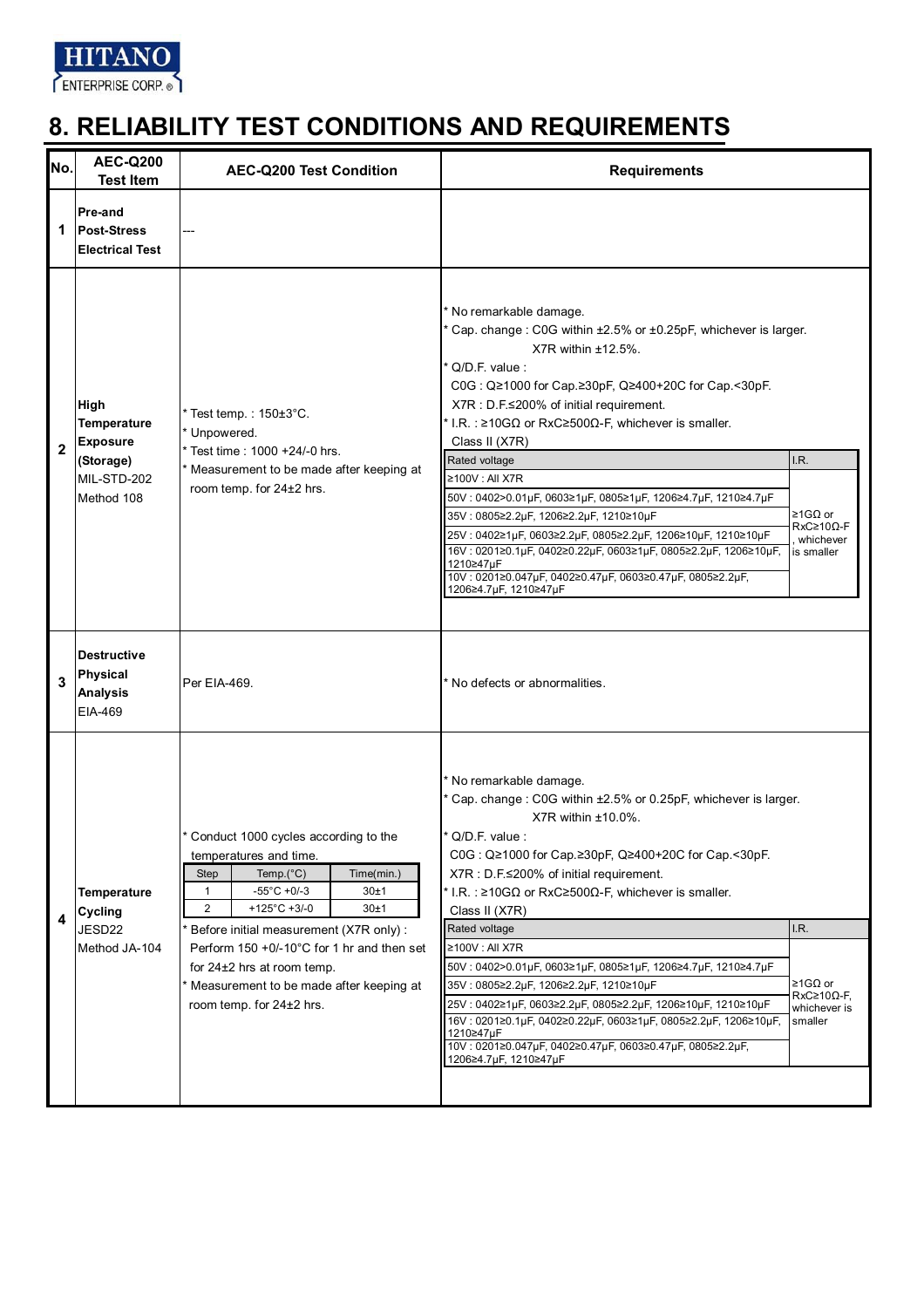# 8. RELIABILITY TEST CONDITIONS AND REQUIREMENTS

| No. | AEC-Q200 Test Item | AEC-Q200 Test Condition | Requirements |
|---|---|---|---|
| 1 | **Pre-and Post-Stress Electrical Test** | --- | |
| 2 | **High Temperature Exposure (Storage)** MIL-STD-202 Method 108 | * Test temp. : 150±3°C.<br>* Unpowered.<br>* Test time : 1000 +24/-0 hrs.<br>* Measurement to be made after keeping at room temp. for 24±2 hrs. | * No remarkable damage.<br>* Cap. change : C0G within ±2.5% or ±0.25pF, whichever is larger.<br>X7R within ±12.5%.<br>* Q/D.F. value :<br>C0G : Q≥1000 for Cap.≥30pF, Q≥400+20C for Cap.<30pF.<br>X7R : D.F.≤200% of initial requirement.<br>* I.R. : ≥10GΩ or RxC≥500Ω-F, whichever is smaller.<br>Class II (X7R)<br>Rated voltage / I.R.:<br>≥100V : All X7R<br>50V : 0402>0.01μF, 0603≥1μF, 0805≥1μF, 1206≥4.7μF, 1210≥4.7μF<br>35V : 0805≥2.2μF, 1206≥2.2μF, 1210≥10μF<br>25V : 0402≥1μF, 0603≥2.2μF, 0805≥2.2μF, 1206≥10μF, 1210≥10μF<br>16V : 0201≥0.1μF, 0402≥0.22μF, 0603≥1μF, 0805≥2.2μF, 1206≥10μF, 1210≥47μF<br>10V : 0201≥0.047μF, 0402≥0.47μF, 0603≥0.47μF, 0805≥2.2μF, 1206≥4.7μF, 1210≥47μF<br>I.R.: ≥1GΩ or RxC≥10Ω-F, whichever is smaller |
| 3 | **Destructive Physical Analysis** EIA-469 | Per EIA-469. | * No defects or abnormalities. |
| 4 | **Temperature Cycling** JESD22 Method JA-104 | * Conduct 1000 cycles according to the temperatures and time.<br>Step 1: Temp. -55°C +0/-3, Time(min.) 30±1<br>Step 2: Temp. +125°C +3/-0, Time(min.) 30±1<br>* Before initial measurement (X7R only) : Perform 150 +0/-10°C for 1 hr and then set for 24±2 hrs at room temp.<br>* Measurement to be made after keeping at room temp. for 24±2 hrs. | * No remarkable damage.<br>* Cap. change : C0G within ±2.5% or 0.25pF, whichever is larger.<br>X7R within ±10.0%.<br>* Q/D.F. value :<br>C0G : Q≥1000 for Cap.≥30pF, Q≥400+20C for Cap.<30pF.<br>X7R : D.F.≤200% of initial requirement.<br>* I.R. : ≥10GΩ or RxC≥500Ω-F, whichever is smaller.<br>Class II (X7R)<br>Rated voltage / I.R.:<br>≥100V : All X7R<br>50V : 0402>0.01μF, 0603≥1μF, 0805≥1μF, 1206≥4.7μF, 1210≥4.7μF<br>35V : 0805≥2.2μF, 1206≥2.2μF, 1210≥10μF<br>25V : 0402≥1μF, 0603≥2.2μF, 0805≥2.2μF, 1206≥10μF, 1210≥10μF<br>16V : 0201≥0.1μF, 0402≥0.22μF, 0603≥1μF, 0805≥2.2μF, 1206≥10μF, 1210≥47μF<br>10V : 0201≥0.047μF, 0402≥0.47μF, 0603≥0.47μF, 0805≥2.2μF, 1206≥4.7μF, 1210≥47μF<br>I.R.: ≥1GΩ or RxC≥10Ω-F, whichever is smaller |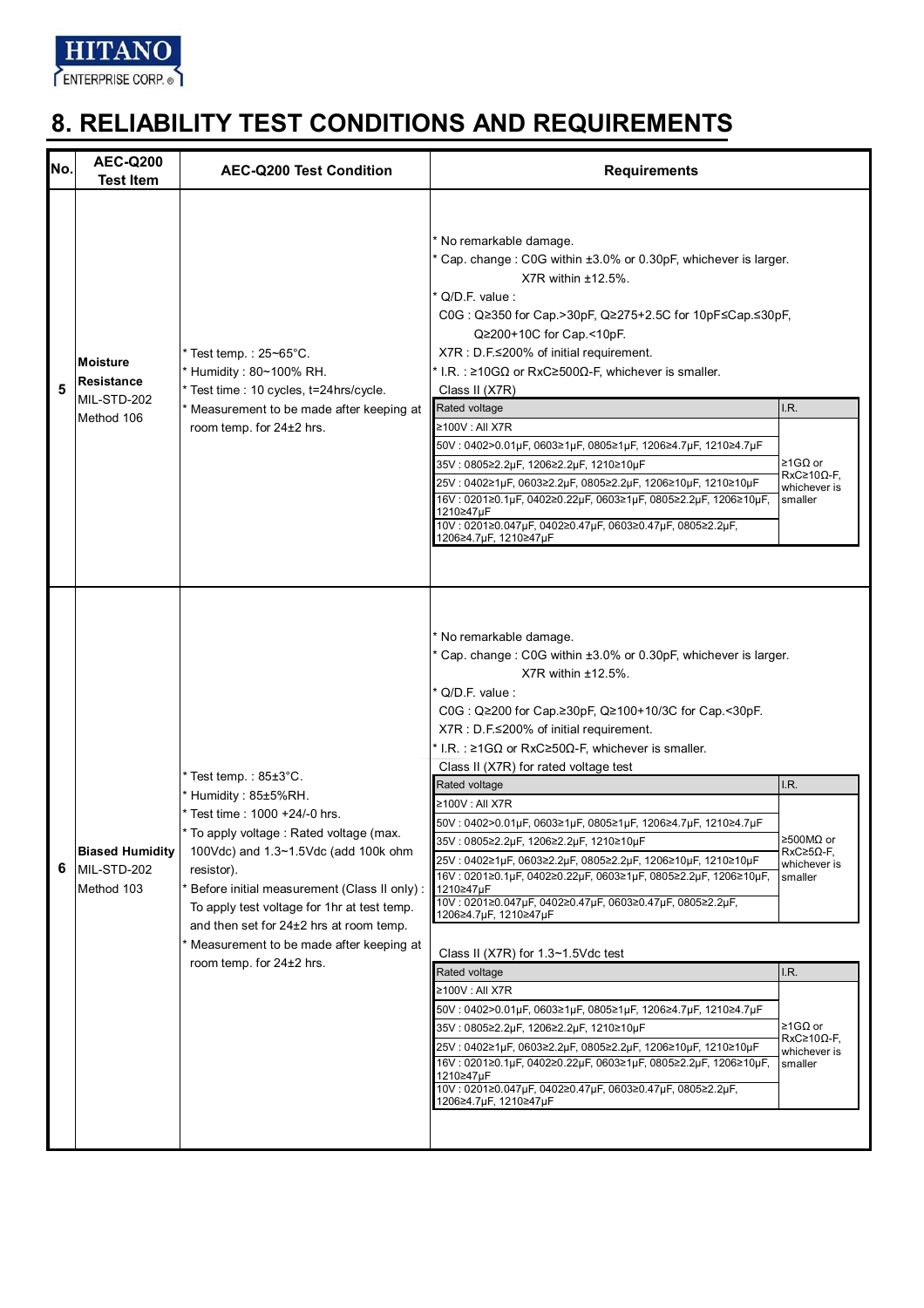# 8. RELIABILITY TEST CONDITIONS AND REQUIREMENTS

| No. | AEC-Q200 Test Item | AEC-Q200 Test Condition | Requirements |
|---|---|---|---|
| 5 | **Moisture Resistance** MIL-STD-202 Method 106 | * Test temp. : 25~65°C.<br>* Humidity : 80~100% RH.<br>* Test time : 10 cycles, t=24hrs/cycle.<br>* Measurement to be made after keeping at room temp. for 24±2 hrs. | * No remarkable damage.<br>* Cap. change : C0G within ±3.0% or 0.30pF, whichever is larger. X7R within ±12.5%.<br>* Q/D.F. value :<br>C0G : Q≥350 for Cap.>30pF, Q≥275+2.5C for 10pF≤Cap.≤30pF, Q≥200+10C for Cap.<10pF.<br>X7R : D.F.≤200% of initial requirement.<br>* I.R. : ≥10GΩ or RxC≥500Ω-F, whichever is smaller.<br>Class II (X7R) — see table below |
| 6 | **Biased Humidity** MIL-STD-202 Method 103 | * Test temp. : 85±3°C.<br>* Humidity : 85±5%RH.<br>* Test time : 1000 +24/-0 hrs.<br>* To apply voltage : Rated voltage (max. 100Vdc) and 1.3~1.5Vdc (add 100k ohm resistor).<br>* Before initial measurement (Class II only) : To apply test voltage for 1hr at test temp. and then set for 24±2 hrs at room temp.<br>* Measurement to be made after keeping at room temp. for 24±2 hrs. | * No remarkable damage.<br>* Cap. change : C0G within ±3.0% or 0.30pF, whichever is larger. X7R within ±12.5%.<br>* Q/D.F. value :<br>C0G : Q≥200 for Cap.≥30pF, Q≥100+10/3C for Cap.<30pF.<br>X7R : D.F.≤200% of initial requirement.<br>* I.R. : ≥1GΩ or RxC≥50Ω-F, whichever is smaller.<br>Class II (X7R) for rated voltage test / Class II (X7R) for 1.3~1.5Vdc test — see tables below |

**No. 5 Moisture Resistance — Class II (X7R)**

| Rated voltage | I.R. |
|---|---|
| ≥100V : All X7R | ≥1GΩ or RxC≥10Ω-F, whichever is smaller |
| 50V : 0402>0.01μF, 0603≥1μF, 0805≥1μF, 1206≥4.7μF, 1210≥4.7μF | |
| 35V : 0805≥2.2μF, 1206≥2.2μF, 1210≥10μF | |
| 25V : 0402≥1μF, 0603≥2.2μF, 0805≥2.2μF, 1206≥10μF, 1210≥10μF | |
| 16V : 0201≥0.1μF, 0402≥0.22μF, 0603≥1μF, 0805≥2.2μF, 1206≥10μF, 1210≥47μF | |
| 10V : 0201≥0.047μF, 0402≥0.47μF, 0603≥0.47μF, 0805≥2.2μF, 1206≥4.7μF, 1210≥47μF | |

**No. 6 Biased Humidity — Class II (X7R) for rated voltage test**

| Rated voltage | I.R. |
|---|---|
| ≥100V : All X7R | ≥500MΩ or RxC≥5Ω-F, whichever is smaller |
| 50V : 0402>0.01μF, 0603≥1μF, 0805≥1μF, 1206≥4.7μF, 1210≥4.7μF | |
| 35V : 0805≥2.2μF, 1206≥2.2μF, 1210≥10μF | |
| 25V : 0402≥1μF, 0603≥2.2μF, 0805≥2.2μF, 1206≥10μF, 1210≥10μF | |
| 16V : 0201≥0.1μF, 0402≥0.22μF, 0603≥1μF, 0805≥2.2μF, 1206≥10μF, 1210≥47μF | |
| 10V : 0201≥0.047μF, 0402≥0.47μF, 0603≥0.47μF, 0805≥2.2μF, 1206≥4.7μF, 1210≥47μF | |

**No. 6 Biased Humidity — Class II (X7R) for 1.3~1.5Vdc test**

| Rated voltage | I.R. |
|---|---|
| ≥100V : All X7R | ≥1GΩ or RxC≥10Ω-F, whichever is smaller |
| 50V : 0402>0.01μF, 0603≥1μF, 0805≥1μF, 1206≥4.7μF, 1210≥4.7μF | |
| 35V : 0805≥2.2μF, 1206≥2.2μF, 1210≥10μF | |
| 25V : 0402≥1μF, 0603≥2.2μF, 0805≥2.2μF, 1206≥10μF, 1210≥10μF | |
| 16V : 0201≥0.1μF, 0402≥0.22μF, 0603≥1μF, 0805≥2.2μF, 1206≥10μF, 1210≥47μF | |
| 10V : 0201≥0.047μF, 0402≥0.47μF, 0603≥0.47μF, 0805≥2.2μF, 1206≥4.7μF, 1210≥47μF | |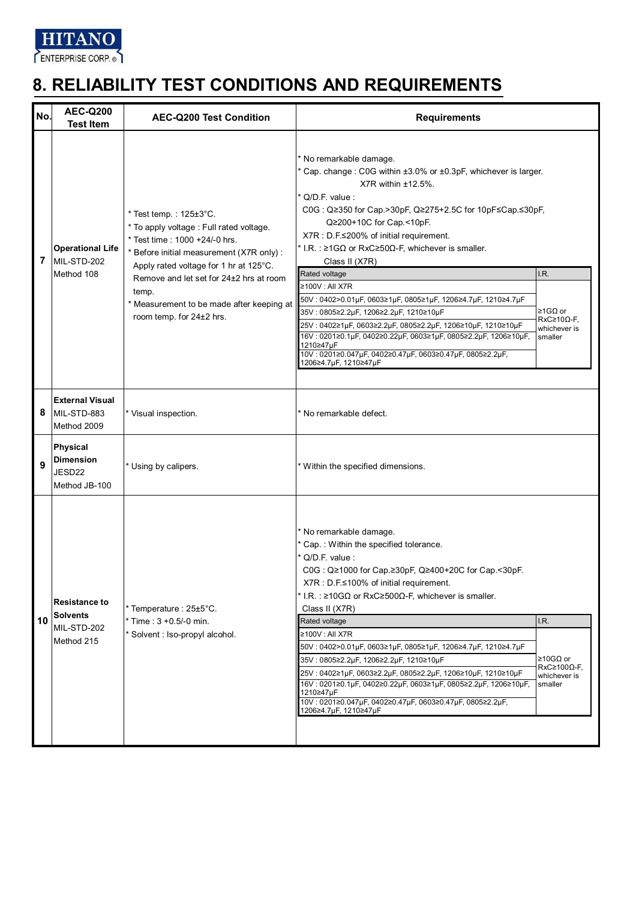# 8. RELIABILITY TEST CONDITIONS AND REQUIREMENTS

| No. | AEC-Q200 Test Item | AEC-Q200 Test Condition | Requirements |
|---|---|---|---|
| 7 | **Operational Life** MIL-STD-202 Method 108 | * Test temp. : 125±3°C.<br>* To apply voltage : Full rated voltage.<br>* Test time : 1000 +24/-0 hrs.<br>* Before initial measurement (X7R only) : Apply rated voltage for 1 hr at 125°C. Remove and let set for 24±2 hrs at room temp.<br>* Measurement to be made after keeping at room temp. for 24±2 hrs. | * No remarkable damage.<br>* Cap. change : C0G within ±3.0% or ±0.3pF, whichever is larger. X7R within ±12.5%.<br>* Q/D.F. value :<br>C0G : Q≥350 for Cap.>30pF, Q≥275+2.5C for 10pF≤Cap.≤30pF, Q≥200+10C for Cap.<10pF.<br>X7R : D.F.≤200% of initial requirement.<br>* I.R. : ≥1GΩ or RxC≥50Ω-F, whichever is smaller.<br>Class II (X7R)<br>Rated voltage / I.R.:<br>≥100V : All X7R<br>50V : 0402>0.01μF, 0603≥1μF, 0805≥1μF, 1206≥4.7μF, 1210≥4.7μF<br>35V : 0805≥2.2μF, 1206≥2.2μF, 1210≥10μF<br>25V : 0402≥1μF, 0603≥2.2μF, 0805≥2.2μF, 1206≥10μF, 1210≥10μF<br>16V : 0201≥0.1μF, 0402≥0.22μF, 0603≥1μF, 0805≥2.2μF, 1206≥10μF, 1210≥47μF<br>10V : 0201≥0.047μF, 0402≥0.47μF, 0603≥0.47μF, 0805≥2.2μF, 1206≥4.7μF, 1210≥47μF<br>I.R.: ≥1GΩ or RxC≥10Ω-F, whichever is smaller |
| 8 | **External Visual** MIL-STD-883 Method 2009 | * Visual inspection. | * No remarkable defect. |
| 9 | **Physical Dimension** JESD22 Method JB-100 | * Using by calipers. | * Within the specified dimensions. |
| 10 | **Resistance to Solvents** MIL-STD-202 Method 215 | * Temperature : 25±5°C.<br>* Time : 3 +0.5/-0 min.<br>* Solvent : Iso-propyl alcohol. | * No remarkable damage.<br>* Cap. : Within the specified tolerance.<br>* Q/D.F. value :<br>C0G : Q≥1000 for Cap.≥30pF, Q≥400+20C for Cap.<30pF.<br>X7R : D.F.≤100% of initial requirement.<br>* I.R. : ≥10GΩ or RxC≥500Ω-F, whichever is smaller.<br>Class II (X7R)<br>Rated voltage / I.R.:<br>≥100V : All X7R<br>50V : 0402>0.01μF, 0603≥1μF, 0805≥1μF, 1206≥4.7μF, 1210≥4.7μF<br>35V : 0805≥2.2μF, 1206≥2.2μF, 1210≥10μF<br>25V : 0402≥1μF, 0603≥2.2μF, 0805≥2.2μF, 1206≥10μF, 1210≥10μF<br>16V : 0201≥0.1μF, 0402≥0.22μF, 0603≥1μF, 0805≥2.2μF, 1206≥10μF, 1210≥47μF<br>10V : 0201≥0.047μF, 0402≥0.47μF, 0603≥0.47μF, 0805≥2.2μF, 1206≥4.7μF, 1210≥47μF<br>I.R.: ≥10GΩ or RxC≥100Ω-F, whichever is smaller |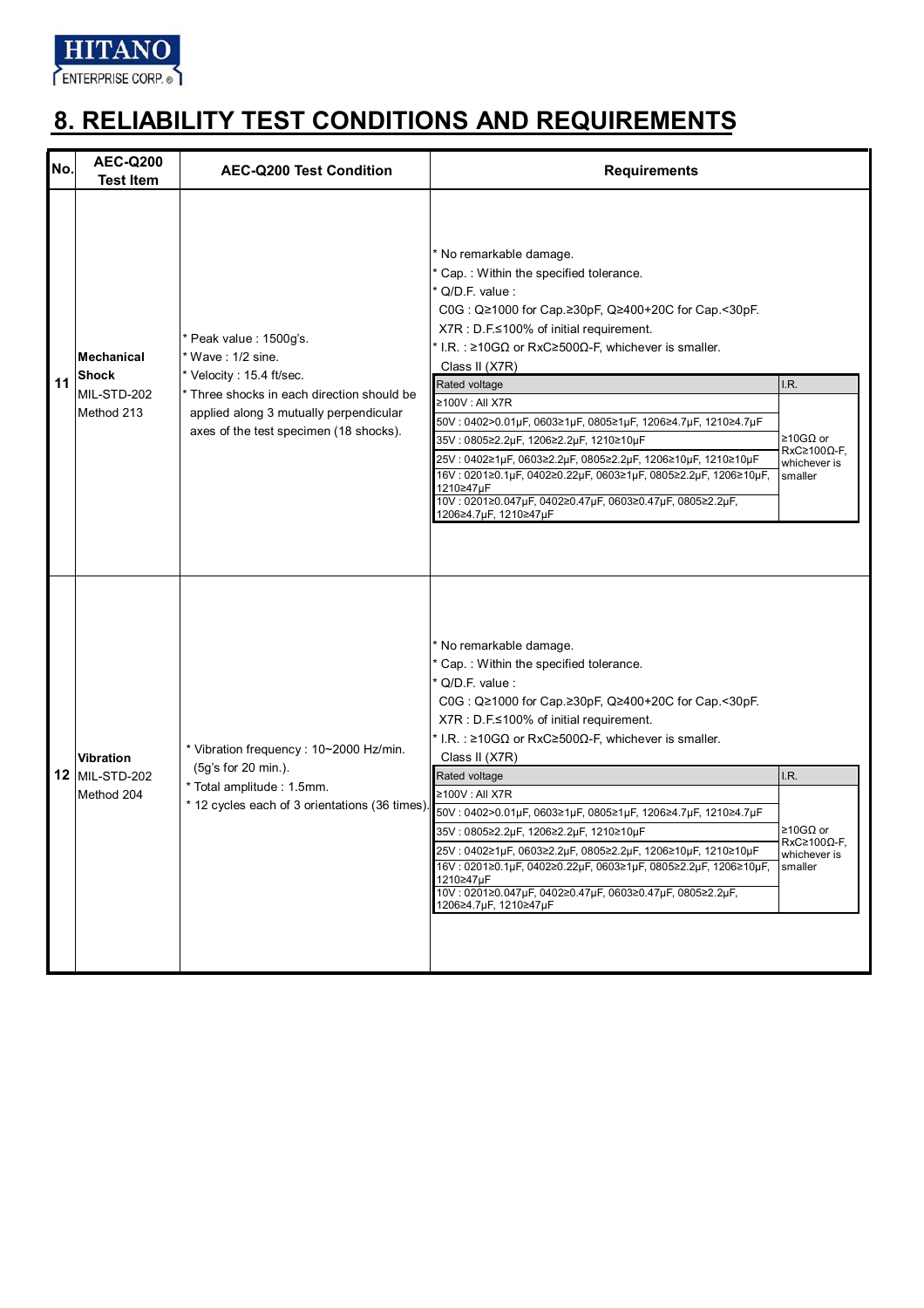# 8. RELIABILITY TEST CONDITIONS AND REQUIREMENTS

<table>
<tr><th>No.</th><th>AEC-Q200 Test Item</th><th>AEC-Q200 Test Condition</th><th colspan="2">Requirements</th></tr>
<tr><td rowspan="8">11</td><td rowspan="8"><b>Mechanical Shock</b><br>MIL-STD-202<br>Method 213</td><td rowspan="8">* Peak value : 1500g's.<br>* Wave : 1/2 sine.<br>* Velocity : 15.4 ft/sec.<br>* Three shocks in each direction should be applied along 3 mutually perpendicular axes of the test specimen (18 shocks).</td><td colspan="2">* No remarkable damage.<br>* Cap. : Within the specified tolerance.<br>* Q/D.F. value :<br>C0G : Q≥1000 for Cap.≥30pF, Q≥400+20C for Cap.&lt;30pF.<br>X7R : D.F.≤100% of initial requirement.<br>* I.R. : ≥10GΩ or RxC≥500Ω-F, whichever is smaller.<br>Class II (X7R)</td></tr>
<tr><td>Rated voltage</td><td>I.R.</td></tr>
<tr><td>≥100V : All X7R</td><td rowspan="6">≥10GΩ or RxC≥100Ω-F, whichever is smaller</td></tr>
<tr><td>50V : 0402&gt;0.01μF, 0603≥1μF, 0805≥1μF, 1206≥4.7μF, 1210≥4.7μF</td></tr>
<tr><td>35V : 0805≥2.2μF, 1206≥2.2μF, 1210≥10μF</td></tr>
<tr><td>25V : 0402≥1μF, 0603≥2.2μF, 0805≥2.2μF, 1206≥10μF, 1210≥10μF</td></tr>
<tr><td>16V : 0201≥0.1μF, 0402≥0.22μF, 0603≥1μF, 0805≥2.2μF, 1206≥10μF, 1210≥47μF</td></tr>
<tr><td>10V : 0201≥0.047μF, 0402≥0.47μF, 0603≥0.47μF, 0805≥2.2μF, 1206≥4.7μF, 1210≥47μF</td></tr>
<tr><td rowspan="8">12</td><td rowspan="8"><b>Vibration</b><br>MIL-STD-202<br>Method 204</td><td rowspan="8">* Vibration frequency : 10~2000 Hz/min. (5g's for 20 min.).<br>* Total amplitude : 1.5mm.<br>* 12 cycles each of 3 orientations (36 times).</td><td colspan="2">* No remarkable damage.<br>* Cap. : Within the specified tolerance.<br>* Q/D.F. value :<br>C0G : Q≥1000 for Cap.≥30pF, Q≥400+20C for Cap.&lt;30pF.<br>X7R : D.F.≤100% of initial requirement.<br>* I.R. : ≥10GΩ or RxC≥500Ω-F, whichever is smaller.<br>Class II (X7R)</td></tr>
<tr><td>Rated voltage</td><td>I.R.</td></tr>
<tr><td>≥100V : All X7R</td><td rowspan="6">≥10GΩ or RxC≥100Ω-F, whichever is smaller</td></tr>
<tr><td>50V : 0402&gt;0.01μF, 0603≥1μF, 0805≥1μF, 1206≥4.7μF, 1210≥4.7μF</td></tr>
<tr><td>35V : 0805≥2.2μF, 1206≥2.2μF, 1210≥10μF</td></tr>
<tr><td>25V : 0402≥1μF, 0603≥2.2μF, 0805≥2.2μF, 1206≥10μF, 1210≥10μF</td></tr>
<tr><td>16V : 0201≥0.1μF, 0402≥0.22μF, 0603≥1μF, 0805≥2.2μF, 1206≥10μF, 1210≥47μF</td></tr>
<tr><td>10V : 0201≥0.047μF, 0402≥0.47μF, 0603≥0.47μF, 0805≥2.2μF, 1206≥4.7μF, 1210≥47μF</td></tr>
</table>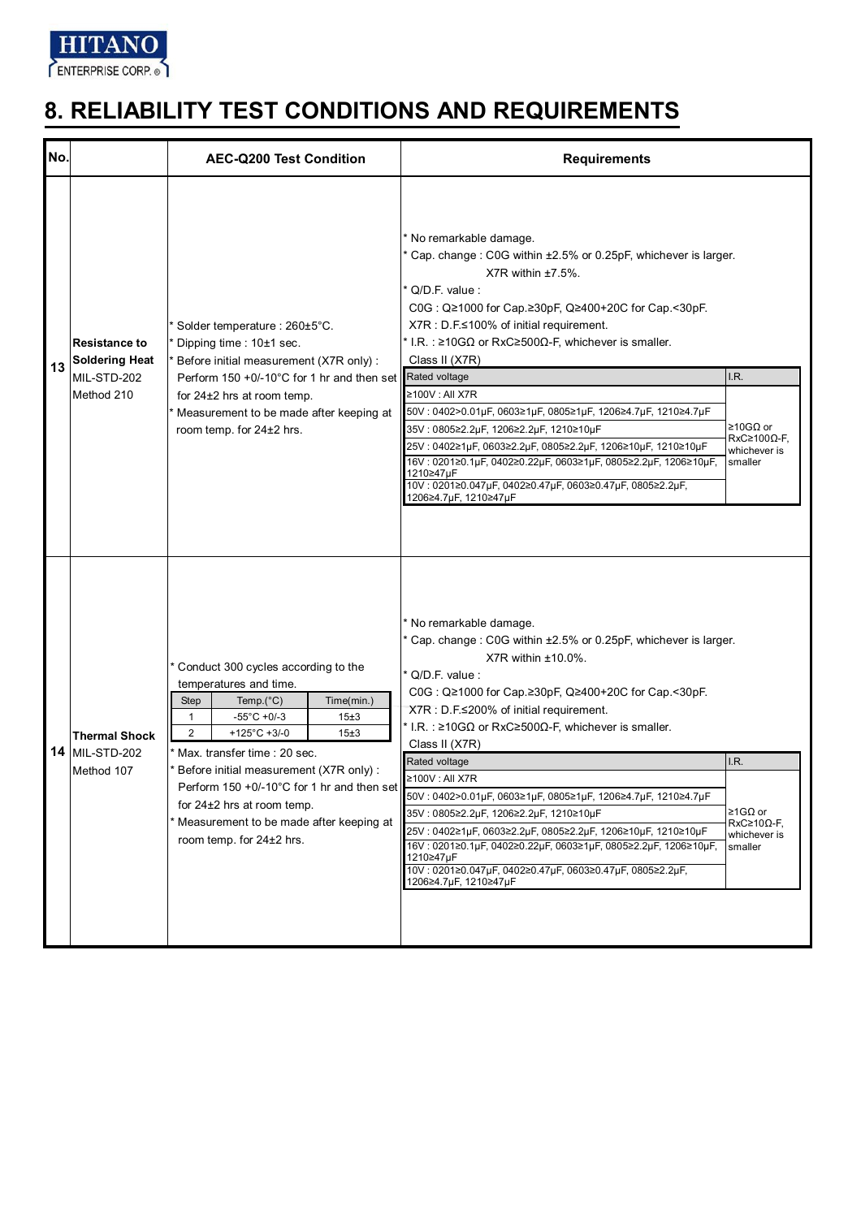## 8. RELIABILITY TEST CONDITIONS AND REQUIREMENTS

| No. | | AEC-Q200 Test Condition | Requirements |
|---|---|---|---|
| 13 | **Resistance to Soldering Heat** MIL-STD-202 Method 210 | * Solder temperature : 260±5°C.<br>* Dipping time : 10±1 sec.<br>* Before initial measurement (X7R only) : Perform 150 +0/-10°C for 1 hr and then set for 24±2 hrs at room temp.<br>* Measurement to be made after keeping at room temp. for 24±2 hrs. | * No remarkable damage.<br>* Cap. change : C0G within ±2.5% or 0.25pF, whichever is larger. X7R within ±7.5%.<br>* Q/D.F. value :<br>C0G : Q≥1000 for Cap.≥30pF, Q≥400+20C for Cap.<30pF.<br>X7R : D.F.≤100% of initial requirement.<br>* I.R. : ≥10GΩ or RxC≥500Ω-F, whichever is smaller.<br>Class II (X7R) (see table below) |
| 14 | **Thermal Shock** MIL-STD-202 Method 107 | * Conduct 300 cycles according to the temperatures and time. (see table below)<br>* Max. transfer time : 20 sec.<br>* Before initial measurement (X7R only) : Perform 150 +0/-10°C for 1 hr and then set for 24±2 hrs at room temp.<br>* Measurement to be made after keeping at room temp. for 24±2 hrs. | * No remarkable damage.<br>* Cap. change : C0G within ±2.5% or 0.25pF, whichever is larger. X7R within ±10.0%.<br>* Q/D.F. value :<br>C0G : Q≥1000 for Cap.≥30pF, Q≥400+20C for Cap.<30pF.<br>X7R : D.F.≤200% of initial requirement.<br>* I.R. : ≥10GΩ or RxC≥500Ω-F, whichever is smaller.<br>Class II (X7R) (see table below) |

Item 13 – Class II (X7R):

| Rated voltage | I.R. |
|---|---|
| ≥100V : All X7R | ≥10GΩ or RxC≥100Ω-F, whichever is smaller |
| 50V : 0402>0.01μF, 0603≥1μF, 0805≥1μF, 1206≥4.7μF, 1210≥4.7μF | |
| 35V : 0805≥2.2μF, 1206≥2.2μF, 1210≥10μF | |
| 25V : 0402≥1μF, 0603≥2.2μF, 0805≥2.2μF, 1206≥10μF, 1210≥10μF | |
| 16V : 0201≥0.1μF, 0402≥0.22μF, 0603≥1μF, 0805≥2.2μF, 1206≥10μF, 1210≥47μF | |
| 10V : 0201≥0.047μF, 0402≥0.47μF, 0603≥0.47μF, 0805≥2.2μF, 1206≥4.7μF, 1210≥47μF | |

Item 14 – Temperature cycle:

| Step | Temp.(°C) | Time(min.) |
|---|---|---|
| 1 | -55°C +0/-3 | 15±3 |
| 2 | +125°C +3/-0 | 15±3 |

Item 14 – Class II (X7R):

| Rated voltage | I.R. |
|---|---|
| ≥100V : All X7R | ≥1GΩ or RxC≥10Ω-F, whichever is smaller |
| 50V : 0402>0.01μF, 0603≥1μF, 0805≥1μF, 1206≥4.7μF, 1210≥4.7μF | |
| 35V : 0805≥2.2μF, 1206≥2.2μF, 1210≥10μF | |
| 25V : 0402≥1μF, 0603≥2.2μF, 0805≥2.2μF, 1206≥10μF, 1210≥10μF | |
| 16V : 0201≥0.1μF, 0402≥0.22μF, 0603≥1μF, 0805≥2.2μF, 1206≥10μF, 1210≥47μF | |
| 10V : 0201≥0.047μF, 0402≥0.47μF, 0603≥0.47μF, 0805≥2.2μF, 1206≥4.7μF, 1210≥47μF | |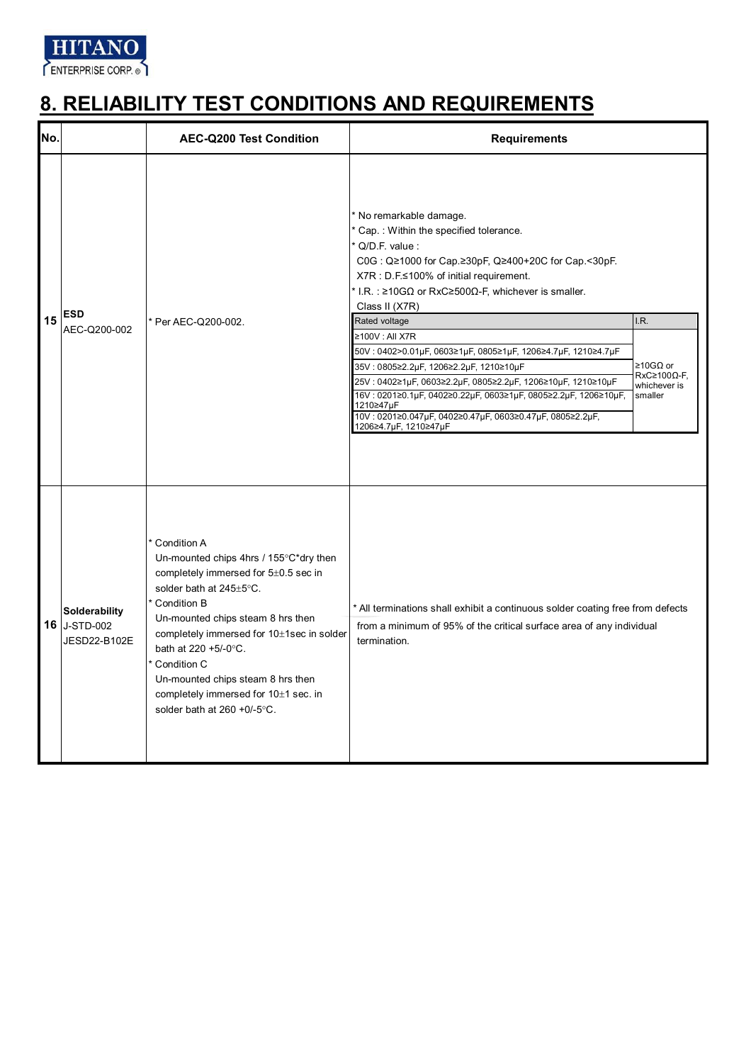# 8. RELIABILITY TEST CONDITIONS AND REQUIREMENTS

| No. | | AEC-Q200 Test Condition | Requirements |
|---|---|---|---|
| 15 | **ESD** AEC-Q200-002 | * Per AEC-Q200-002. | * No remarkable damage.<br>* Cap. : Within the specified tolerance.<br>* Q/D.F. value :<br>C0G : Q≥1000 for Cap.≥30pF, Q≥400+20C for Cap.<30pF.<br>X7R : D.F.≤100% of initial requirement.<br>* I.R. : ≥10GΩ or RxC≥500Ω-F, whichever is smaller.<br>Class II (X7R)<br>Rated voltage / I.R.:<br>≥100V : All X7R<br>50V : 0402>0.01μF, 0603≥1μF, 0805≥1μF, 1206≥4.7μF, 1210≥4.7μF<br>35V : 0805≥2.2μF, 1206≥2.2μF, 1210≥10μF<br>25V : 0402≥1μF, 0603≥2.2μF, 0805≥2.2μF, 1206≥10μF, 1210≥10μF<br>16V : 0201≥0.1μF, 0402≥0.22μF, 0603≥1μF, 0805≥2.2μF, 1206≥10μF, 1210≥47μF<br>10V : 0201≥0.047μF, 0402≥0.47μF, 0603≥0.47μF, 0805≥2.2μF, 1206≥4.7μF, 1210≥47μF<br>I.R.: ≥10GΩ or RxC≥100Ω-F, whichever is smaller |
| 16 | **Solderability** J-STD-002 JESD22-B102E | * Condition A<br>Un-mounted chips 4hrs / 155°C*dry then completely immersed for 5±0.5 sec in solder bath at 245±5°C.<br>* Condition B<br>Un-mounted chips steam 8 hrs then completely immersed for 10±1sec in solder bath at 220 +5/-0°C.<br>* Condition C<br>Un-mounted chips steam 8 hrs then completely immersed for 10±1 sec. in solder bath at 260 +0/-5°C. | * All terminations shall exhibit a continuous solder coating free from defects from a minimum of 95% of the critical surface area of any individual termination. |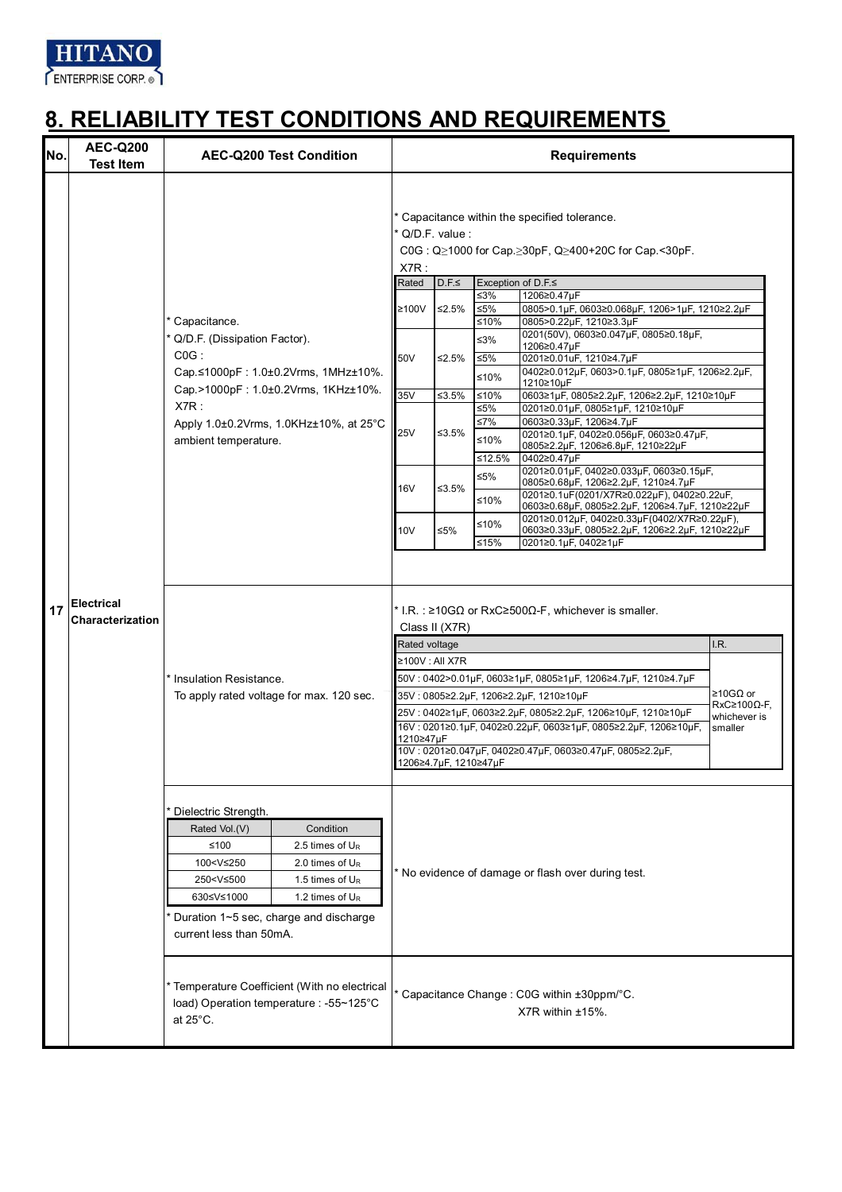# 8. RELIABILITY TEST CONDITIONS AND REQUIREMENTS

| No. | AEC-Q200 Test Item | AEC-Q200 Test Condition | Requirements |
|---|---|---|---|
| 17 | Electrical Characterization | * Capacitance.<br>* Q/D.F. (Dissipation Factor).<br>C0G :<br>Cap.≤1000pF : 1.0±0.2Vrms, 1MHz±10%.<br>Cap.>1000pF : 1.0±0.2Vrms, 1KHz±10%.<br>X7R :<br>Apply 1.0±0.2Vrms, 1.0KHz±10%, at 25°C ambient temperature. | * Capacitance within the specified tolerance.<br>* Q/D.F. value :<br>C0G : Q≥1000 for Cap.≥30pF, Q≥400+20C for Cap.<30pF.<br>X7R : (see table A) |
| | | * Insulation Resistance.<br>To apply rated voltage for max. 120 sec. | * I.R. : ≥10GΩ or RxC≥500Ω-F, whichever is smaller.<br>Class II (X7R) (see table B) |
| | | * Dielectric Strength. (see table C)<br>* Duration 1~5 sec, charge and discharge current less than 50mA. | * No evidence of damage or flash over during test. |
| | | * Temperature Coefficient (With no electrical load) Operation temperature : -55~125°C at 25°C. | * Capacitance Change : C0G within ±30ppm/°C.<br>X7R within ±15%. |

Table A – X7R D.F.:

| Rated | D.F.≤ | Exception of D.F.≤ | |
|---|---|---|---|
| ≥100V | ≤2.5% | ≤3% | 1206≥0.47µF |
| | | ≤5% | 0805>0.1µF, 0603≥0.068µF, 1206>1µF, 1210≥2.2µF |
| | | ≤10% | 0805>0.22µF, 1210≥3.3µF |
| 50V | ≤2.5% | ≤3% | 0201(50V), 0603≥0.047µF, 0805≥0.18µF, 1206≥0.47µF |
| | | ≤5% | 0201≥0.01uF, 1210≥4.7µF |
| | | ≤10% | 0402≥0.012µF, 0603>0.1µF, 0805≥1µF, 1206≥2.2µF, 1210≥10µF |
| 35V | ≤3.5% | ≤10% | 0603≥1µF, 0805≥2.2µF, 1206≥2.2µF, 1210≥10µF |
| 25V | ≤3.5% | ≤5% | 0201≥0.01µF, 0805≥1µF, 1210≥10µF |
| | | ≤7% | 0603≥0.33µF, 1206≥4.7µF |
| | | ≤10% | 0201≥0.1µF, 0402≥0.056µF, 0603≥0.47µF, 0805≥2.2µF, 1206≥6.8µF, 1210≥22µF |
| | | ≤12.5% | 0402≥0.47µF |
| 16V | ≤3.5% | ≤5% | 0201≥0.01µF, 0402≥0.033µF, 0603≥0.15µF, 0805≥0.68µF, 1206≥2.2µF, 1210≥4.7µF |
| | | ≤10% | 0201≥0.1uF(0201/X7R≥0.022µF), 0402≥0.22uF, 0603≥0.68µF, 0805≥2.2µF, 1206≥4.7µF, 1210≥22µF |
| 10V | ≤5% | ≤10% | 0201≥0.012µF, 0402≥0.33µF(0402/X7R≥0.22µF), 0603≥0.33µF, 0805≥2.2µF, 1206≥2.2µF, 1210≥22µF |
| | | ≤15% | 0201≥0.1µF, 0402≥1µF |

Table B – Class II (X7R) I.R.:

| Rated voltage | I.R. |
|---|---|
| ≥100V : All X7R | ≥10GΩ or RxC≥100Ω-F, whichever is smaller |
| 50V : 0402>0.01µF, 0603≥1µF, 0805≥1µF, 1206≥4.7µF, 1210≥4.7µF | |
| 35V : 0805≥2.2µF, 1206≥2.2µF, 1210≥10µF | |
| 25V : 0402≥1µF, 0603≥2.2µF, 0805≥2.2µF, 1206≥10µF, 1210≥10µF | |
| 16V : 0201≥0.1µF, 0402≥0.22µF, 0603≥1µF, 0805≥2.2µF, 1206≥10µF, 1210≥47µF | |
| 10V : 0201≥0.047µF, 0402≥0.47µF, 0603≥0.47µF, 0805≥2.2µF, 1206≥4.7µF, 1210≥47µF | |

Table C – Dielectric Strength:

| Rated Vol.(V) | Condition |
|---|---|
| ≤100 | 2.5 times of $U_R$ |
| 100<V≤250 | 2.0 times of $U_R$ |
| 250<V≤500 | 1.5 times of $U_R$ |
| 630≤V≤1000 | 1.2 times of $U_R$ |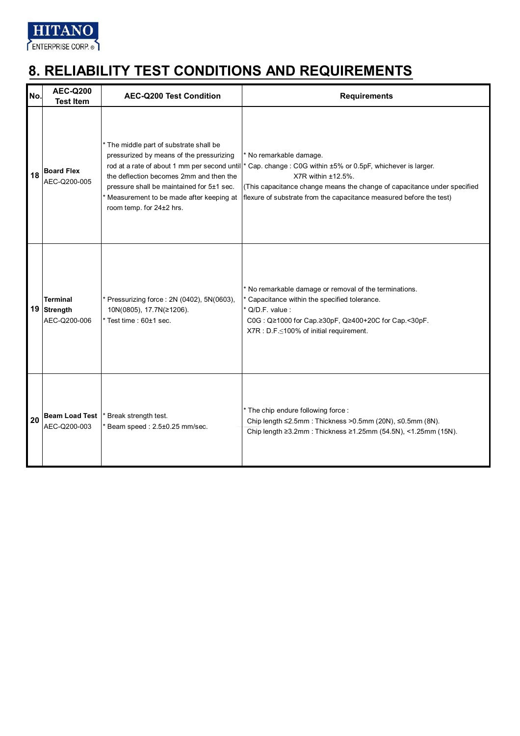# 8. RELIABILITY TEST CONDITIONS AND REQUIREMENTS

| No. | AEC-Q200 Test Item | AEC-Q200 Test Condition | Requirements |
|---|---|---|---|
| 18 | **Board Flex** AEC-Q200-005 | * The middle part of substrate shall be pressurized by means of the pressurizing rod at a rate of about 1 mm per second until the deflection becomes 2mm and then the pressure shall be maintained for 5±1 sec.<br>* Measurement to be made after keeping at room temp. for 24±2 hrs. | * No remarkable damage.<br>* Cap. change : C0G within ±5% or 0.5pF, whichever is larger.<br>X7R within ±12.5%.<br>(This capacitance change means the change of capacitance under specified flexure of substrate from the capacitance measured before the test) |
| 19 | **Terminal Strength** AEC-Q200-006 | * Pressurizing force : 2N (0402), 5N(0603), 10N(0805), 17.7N(≥1206).<br>* Test time : 60±1 sec. | * No remarkable damage or removal of the terminations.<br>* Capacitance within the specified tolerance.<br>* Q/D.F. value :<br>C0G : Q≥1000 for Cap.≥30pF, Q≥400+20C for Cap.<30pF.<br>X7R : D.F.≤100% of initial requirement. |
| 20 | **Beam Load Test** AEC-Q200-003 | * Break strength test.<br>* Beam speed : 2.5±0.25 mm/sec. | * The chip endure following force :<br>Chip length ≤2.5mm : Thickness >0.5mm (20N), ≤0.5mm (8N).<br>Chip length ≥3.2mm : Thickness ≥1.25mm (54.5N), <1.25mm (15N). |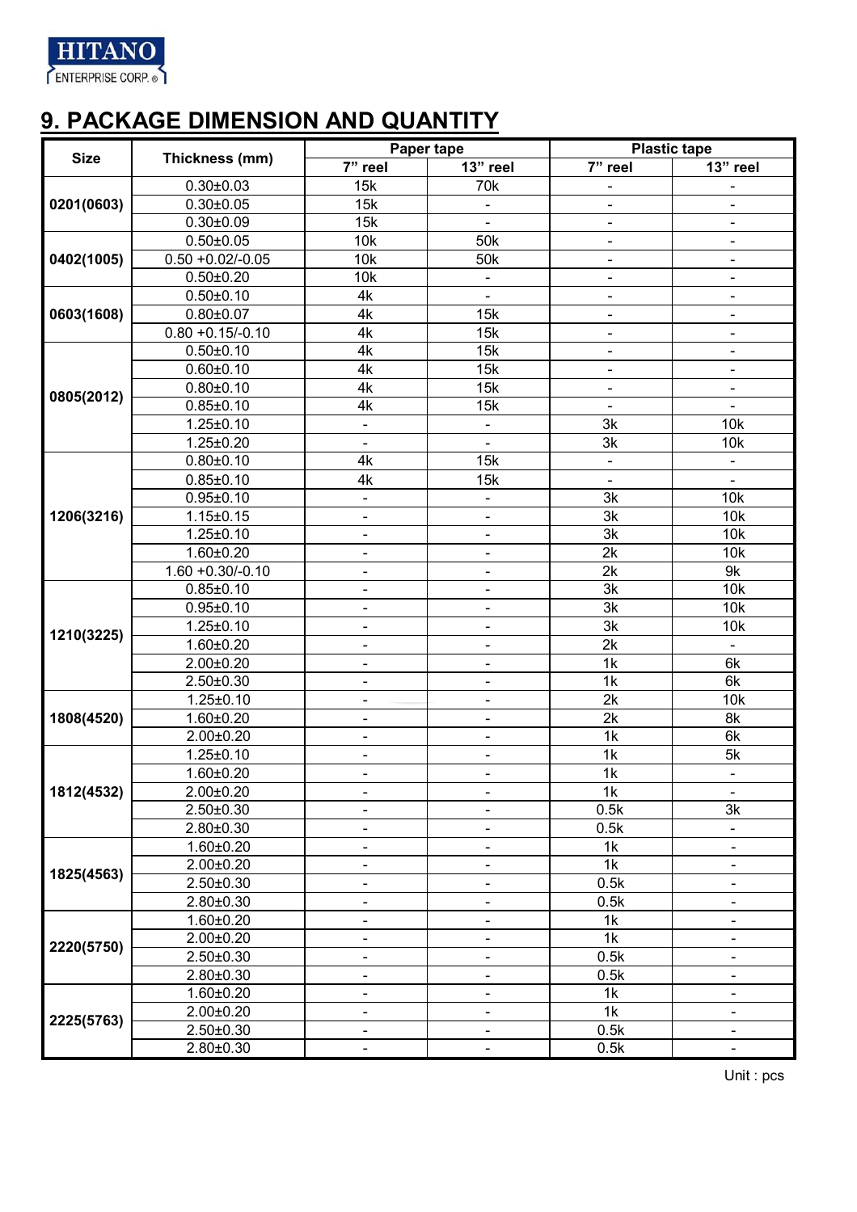## 9. PACKAGE DIMENSION AND QUANTITY

| Size | Thickness (mm) | Paper tape | | Plastic tape | |
|---|---|---|---|---|---|
| | | 7" reel | 13" reel | 7" reel | 13" reel |
| 0201(0603) | 0.30±0.03 | 15k | 70k | - | - |
| | 0.30±0.05 | 15k | - | - | - |
| | 0.30±0.09 | 15k | - | - | - |
| 0402(1005) | 0.50±0.05 | 10k | 50k | - | - |
| | 0.50 +0.02/-0.05 | 10k | 50k | - | - |
| | 0.50±0.20 | 10k | - | - | - |
| 0603(1608) | 0.50±0.10 | 4k | - | - | - |
| | 0.80±0.07 | 4k | 15k | - | - |
| | 0.80 +0.15/-0.10 | 4k | 15k | - | - |
| 0805(2012) | 0.50±0.10 | 4k | 15k | - | - |
| | 0.60±0.10 | 4k | 15k | - | - |
| | 0.80±0.10 | 4k | 15k | - | - |
| | 0.85±0.10 | 4k | 15k | - | - |
| | 1.25±0.10 | - | - | 3k | 10k |
| | 1.25±0.20 | - | - | 3k | 10k |
| 1206(3216) | 0.80±0.10 | 4k | 15k | - | - |
| | 0.85±0.10 | 4k | 15k | - | - |
| | 0.95±0.10 | - | - | 3k | 10k |
| | 1.15±0.15 | - | - | 3k | 10k |
| | 1.25±0.10 | - | - | 3k | 10k |
| | 1.60±0.20 | - | - | 2k | 10k |
| | 1.60 +0.30/-0.10 | - | - | 2k | 9k |
| 1210(3225) | 0.85±0.10 | - | - | 3k | 10k |
| | 0.95±0.10 | - | - | 3k | 10k |
| | 1.25±0.10 | - | - | 3k | 10k |
| | 1.60±0.20 | - | - | 2k | - |
| | 2.00±0.20 | - | - | 1k | 6k |
| | 2.50±0.30 | - | - | 1k | 6k |
| 1808(4520) | 1.25±0.10 | - | - | 2k | 10k |
| | 1.60±0.20 | - | - | 2k | 8k |
| | 2.00±0.20 | - | - | 1k | 6k |
| 1812(4532) | 1.25±0.10 | - | - | 1k | 5k |
| | 1.60±0.20 | - | - | 1k | - |
| | 2.00±0.20 | - | - | 1k | - |
| | 2.50±0.30 | - | - | 0.5k | 3k |
| | 2.80±0.30 | - | - | 0.5k | - |
| 1825(4563) | 1.60±0.20 | - | - | 1k | - |
| | 2.00±0.20 | - | - | 1k | - |
| | 2.50±0.30 | - | - | 0.5k | - |
| | 2.80±0.30 | - | - | 0.5k | - |
| 2220(5750) | 1.60±0.20 | - | - | 1k | - |
| | 2.00±0.20 | - | - | 1k | - |
| | 2.50±0.30 | - | - | 0.5k | - |
| | 2.80±0.30 | - | - | 0.5k | - |
| 2225(5763) | 1.60±0.20 | - | - | 1k | - |
| | 2.00±0.20 | - | - | 1k | - |
| | 2.50±0.30 | - | - | 0.5k | - |
| | 2.80±0.30 | - | - | 0.5k | - |

Unit : pcs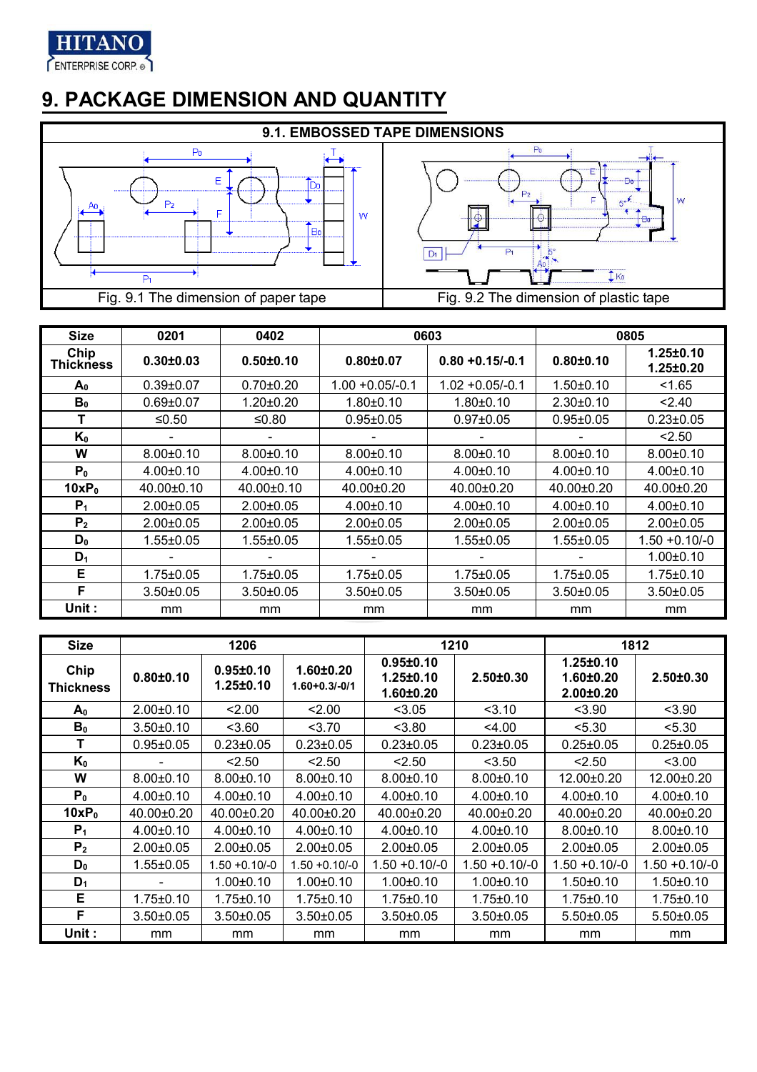# 9. PACKAGE DIMENSION AND QUANTITY

## 9.1. EMBOSSED TAPE DIMENSIONS

Fig. 9.1 The dimension of paper tape

Fig. 9.2 The dimension of plastic tape

| Size | 0201 | 0402 | 0603 | | 0805 | |
|---|---|---|---|---|---|---|
| Chip Thickness | 0.30±0.03 | 0.50±0.10 | 0.80±0.07 | 0.80 +0.15/-0.1 | 0.80±0.10 | 1.25±0.10 1.25±0.20 |
| $A_0$ | 0.39±0.07 | 0.70±0.20 | 1.00 +0.05/-0.1 | 1.02 +0.05/-0.1 | 1.50±0.10 | <1.65 |
| $B_0$ | 0.69±0.07 | 1.20±0.20 | 1.80±0.10 | 1.80±0.10 | 2.30±0.10 | <2.40 |
| T | ≤0.50 | ≤0.80 | 0.95±0.05 | 0.97±0.05 | 0.95±0.05 | 0.23±0.05 |
| $K_0$ | - | - | - | - | - | <2.50 |
| W | 8.00±0.10 | 8.00±0.10 | 8.00±0.10 | 8.00±0.10 | 8.00±0.10 | 8.00±0.10 |
| $P_0$ | 4.00±0.10 | 4.00±0.10 | 4.00±0.10 | 4.00±0.10 | 4.00±0.10 | 4.00±0.10 |
| $10xP_0$ | 40.00±0.10 | 40.00±0.10 | 40.00±0.20 | 40.00±0.20 | 40.00±0.20 | 40.00±0.20 |
| $P_1$ | 2.00±0.05 | 2.00±0.05 | 4.00±0.10 | 4.00±0.10 | 4.00±0.10 | 4.00±0.10 |
| $P_2$ | 2.00±0.05 | 2.00±0.05 | 2.00±0.05 | 2.00±0.05 | 2.00±0.05 | 2.00±0.05 |
| $D_0$ | 1.55±0.05 | 1.55±0.05 | 1.55±0.05 | 1.55±0.05 | 1.55±0.05 | 1.50 +0.10/-0 |
| $D_1$ | - | - | - | - | - | 1.00±0.10 |
| E | 1.75±0.05 | 1.75±0.05 | 1.75±0.05 | 1.75±0.05 | 1.75±0.05 | 1.75±0.10 |
| F | 3.50±0.05 | 3.50±0.05 | 3.50±0.05 | 3.50±0.05 | 3.50±0.05 | 3.50±0.05 |
| Unit : | mm | mm | mm | mm | mm | mm |

| Size | 1206 | | | 1210 | | 1812 | |
|---|---|---|---|---|---|---|---|
| Chip Thickness | 0.80±0.10 | 0.95±0.10 1.25±0.10 | 1.60±0.20 1.60+0.3/-0/1 | 0.95±0.10 1.25±0.10 1.60±0.20 | 2.50±0.30 | 1.25±0.10 1.60±0.20 2.00±0.20 | 2.50±0.30 |
| $A_0$ | 2.00±0.10 | <2.00 | <2.00 | <3.05 | <3.10 | <3.90 | <3.90 |
| $B_0$ | 3.50±0.10 | <3.60 | <3.70 | <3.80 | <4.00 | <5.30 | <5.30 |
| T | 0.95±0.05 | 0.23±0.05 | 0.23±0.05 | 0.23±0.05 | 0.23±0.05 | 0.25±0.05 | 0.25±0.05 |
| $K_0$ | - | <2.50 | <2.50 | <2.50 | <3.50 | <2.50 | <3.00 |
| W | 8.00±0.10 | 8.00±0.10 | 8.00±0.10 | 8.00±0.10 | 8.00±0.10 | 12.00±0.20 | 12.00±0.20 |
| $P_0$ | 4.00±0.10 | 4.00±0.10 | 4.00±0.10 | 4.00±0.10 | 4.00±0.10 | 4.00±0.10 | 4.00±0.10 |
| $10xP_0$ | 40.00±0.20 | 40.00±0.20 | 40.00±0.20 | 40.00±0.20 | 40.00±0.20 | 40.00±0.20 | 40.00±0.20 |
| $P_1$ | 4.00±0.10 | 4.00±0.10 | 4.00±0.10 | 4.00±0.10 | 4.00±0.10 | 8.00±0.10 | 8.00±0.10 |
| $P_2$ | 2.00±0.05 | 2.00±0.05 | 2.00±0.05 | 2.00±0.05 | 2.00±0.05 | 2.00±0.05 | 2.00±0.05 |
| $D_0$ | 1.55±0.05 | 1.50 +0.10/-0 | 1.50 +0.10/-0 | 1.50 +0.10/-0 | 1.50 +0.10/-0 | 1.50 +0.10/-0 | 1.50 +0.10/-0 |
| $D_1$ | - | 1.00±0.10 | 1.00±0.10 | 1.00±0.10 | 1.00±0.10 | 1.50±0.10 | 1.50±0.10 |
| E | 1.75±0.10 | 1.75±0.10 | 1.75±0.10 | 1.75±0.10 | 1.75±0.10 | 1.75±0.10 | 1.75±0.10 |
| F | 3.50±0.05 | 3.50±0.05 | 3.50±0.05 | 3.50±0.05 | 3.50±0.05 | 5.50±0.05 | 5.50±0.05 |
| Unit : | mm | mm | mm | mm | mm | mm | mm |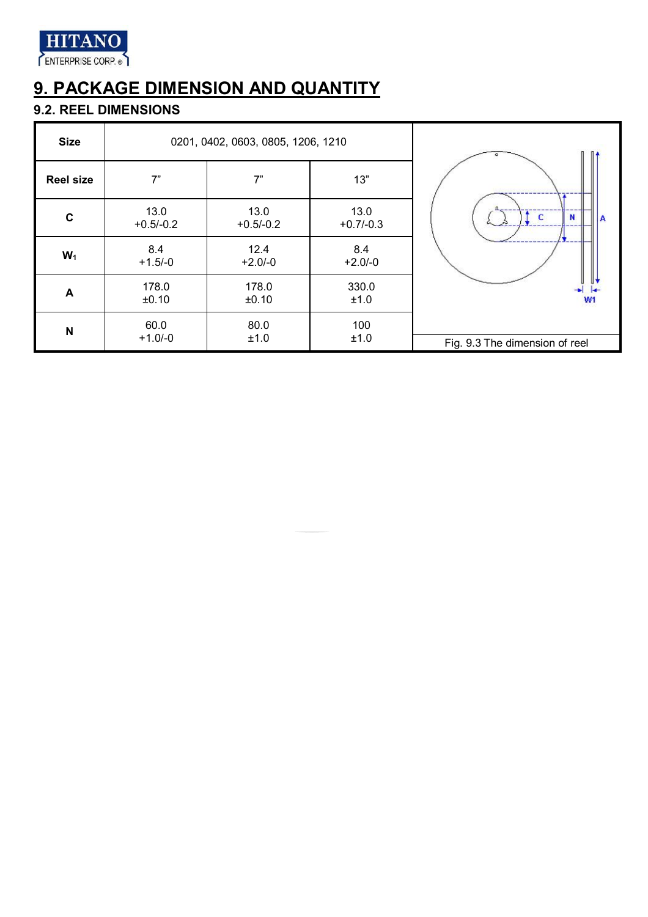# 9. PACKAGE DIMENSION AND QUANTITY

## 9.2. REEL DIMENSIONS

| Size | 0201, 0402, 0603, 0805, 1206, 1210 | | |
|---|---|---|---|
| Reel size | 7" | 7" | 13" |
| C | 13.0 +0.5/-0.2 | 13.0 +0.5/-0.2 | 13.0 +0.7/-0.3 |
| $W_1$ | 8.4 +1.5/-0 | 12.4 +2.0/-0 | 8.4 +2.0/-0 |
| A | 178.0 ±0.10 | 178.0 ±0.10 | 330.0 ±1.0 |
| N | 60.0 +1.0/-0 | 80.0 ±1.0 | 100 ±1.0 |

Fig. 9.3 The dimension of reel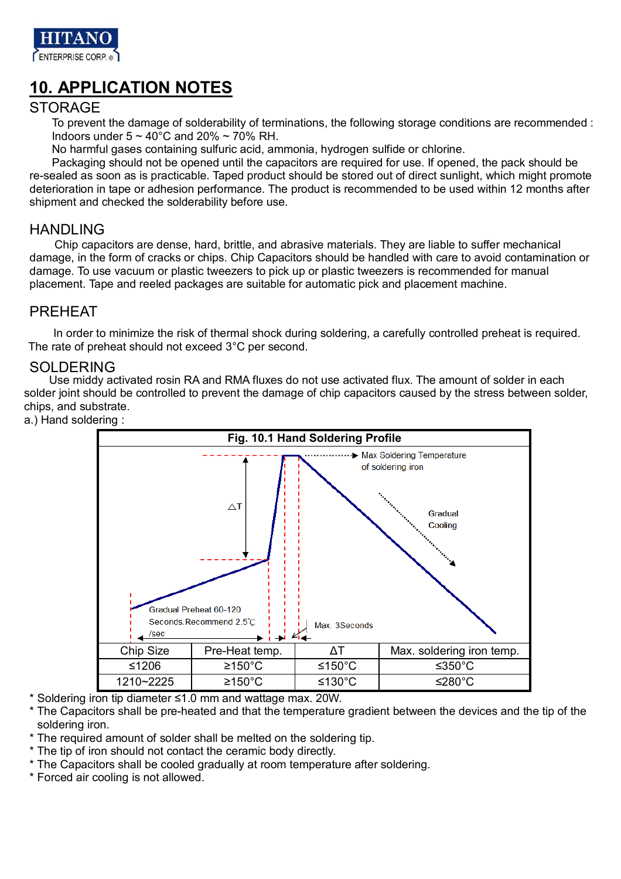## 10. APPLICATION NOTES

### STORAGE

To prevent the damage of solderability of terminations, the following storage conditions are recommended :
Indoors under 5 ~ 40°C and 20% ~ 70% RH.
No harmful gases containing sulfuric acid, ammonia, hydrogen sulfide or chlorine.
Packaging should not be opened until the capacitors are required for use. If opened, the pack should be re-sealed as soon as is practicable. Taped product should be stored out of direct sunlight, which might promote deterioration in tape or adhesion performance. The product is recommended to be used within 12 months after shipment and checked the solderability before use.

### HANDLING

Chip capacitors are dense, hard, brittle, and abrasive materials. They are liable to suffer mechanical damage, in the form of cracks or chips. Chip Capacitors should be handled with care to avoid contamination or damage. To use vacuum or plastic tweezers to pick up or plastic tweezers is recommended for manual placement. Tape and reeled packages are suitable for automatic pick and placement machine.

### PREHEAT

In order to minimize the risk of thermal shock during soldering, a carefully controlled preheat is required. The rate of preheat should not exceed 3°C per second.

### SOLDERING

Use middy activated rosin RA and RMA fluxes do not use activated flux. The amount of solder in each solder joint should be controlled to prevent the damage of chip capacitors caused by the stress between solder, chips, and substrate.

a.) Hand soldering :

**Fig. 10.1 Hand Soldering Profile**

Max Soldering Temperature of soldering iron

△T

Gradual Cooling

Gradual Preheat 60-120 Seconds.Recommend 2.5℃/sec

Max. 3Seconds

| Chip Size | Pre-Heat temp. | ΔT | Max. soldering iron temp. |
|---|---|---|---|
| ≤1206 | ≥150°C | ≤150°C | ≤350°C |
| 1210~2225 | ≥150°C | ≤130°C | ≤280°C |

* Soldering iron tip diameter ≤1.0 mm and wattage max. 20W.
* The Capacitors shall be pre-heated and that the temperature gradient between the devices and the tip of the soldering iron.
* The required amount of solder shall be melted on the soldering tip.
* The tip of iron should not contact the ceramic body directly.
* The Capacitors shall be cooled gradually at room temperature after soldering.
* Forced air cooling is not allowed.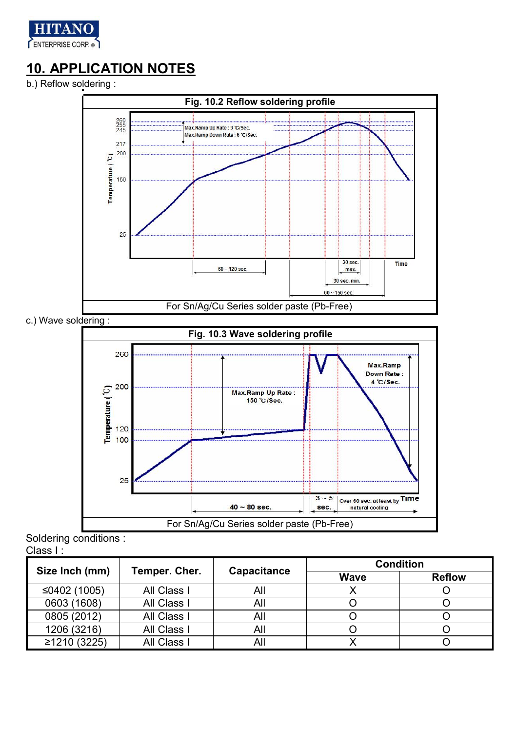# 10. APPLICATION NOTES

b.) Reflow soldering :

**Fig. 10.2 Reflow soldering profile**

For Sn/Ag/Cu Series solder paste (Pb-Free)

c.) Wave soldering :

**Fig. 10.3 Wave soldering profile**

For Sn/Ag/Cu Series solder paste (Pb-Free)

Soldering conditions :

Class I :

| Size Inch (mm) | Temper. Cher. | Capacitance | Condition | |
|---|---|---|---|---|
| | | | Wave | Reflow |
| ≤0402 (1005) | All Class I | All | X | O |
| 0603 (1608) | All Class I | All | O | O |
| 0805 (2012) | All Class I | All | O | O |
| 1206 (3216) | All Class I | All | O | O |
| ≥1210 (3225) | All Class I | All | X | O |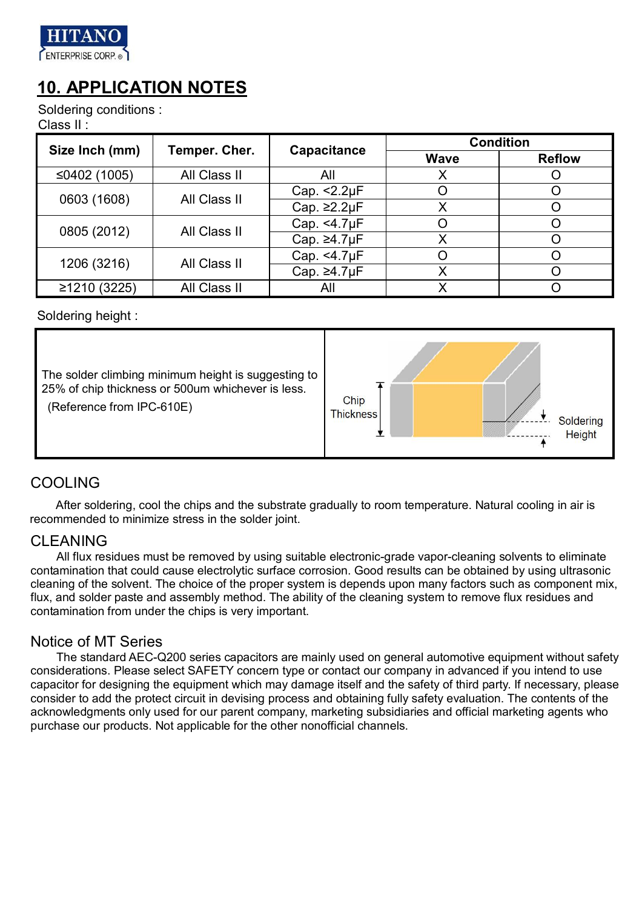## 10. APPLICATION NOTES

Soldering conditions :

Class II :

| Size Inch (mm) | Temper. Cher. | Capacitance | Condition | |
|---|---|---|---|---|
| | | | Wave | Reflow |
| ≤0402 (1005) | All Class II | All | X | O |
| 0603 (1608) | All Class II | Cap. <2.2μF | O | O |
| | | Cap. ≥2.2μF | X | O |
| 0805 (2012) | All Class II | Cap. <4.7μF | O | O |
| | | Cap. ≥4.7μF | X | O |
| 1206 (3216) | All Class II | Cap. <4.7μF | O | O |
| | | Cap. ≥4.7μF | X | O |
| ≥1210 (3225) | All Class II | All | X | O |

Soldering height :

The solder climbing minimum height is suggesting to 25% of chip thickness or 500um whichever is less.
(Reference from IPC-610E)

Chip Thickness

Soldering Height

### COOLING

After soldering, cool the chips and the substrate gradually to room temperature. Natural cooling in air is recommended to minimize stress in the solder joint.

### CLEANING

All flux residues must be removed by using suitable electronic-grade vapor-cleaning solvents to eliminate contamination that could cause electrolytic surface corrosion. Good results can be obtained by using ultrasonic cleaning of the solvent. The choice of the proper system is depends upon many factors such as component mix, flux, and solder paste and assembly method. The ability of the cleaning system to remove flux residues and contamination from under the chips is very important.

### Notice of MT Series

The standard AEC-Q200 series capacitors are mainly used on general automotive equipment without safety considerations. Please select SAFETY concern type or contact our company in advanced if you intend to use capacitor for designing the equipment which may damage itself and the safety of third party. If necessary, please consider to add the protect circuit in devising process and obtaining fully safety evaluation. The contents of the acknowledgments only used for our parent company, marketing subsidiaries and official marketing agents who purchase our products. Not applicable for the other nonofficial channels.